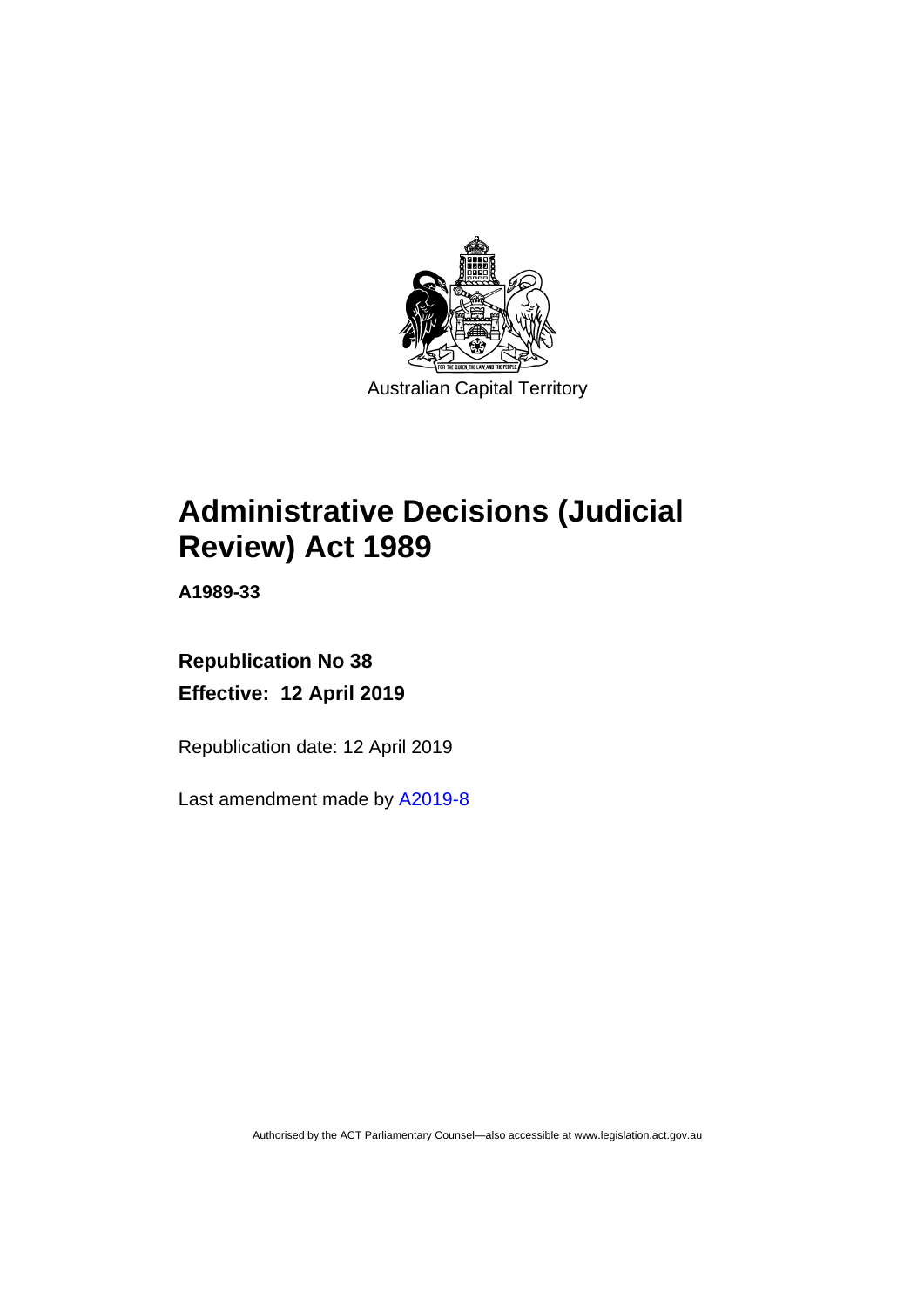Australian Capital Territory

# Administrative Decisions (Judicial Review) Act 1989

**A1989-33**

**Republication No 38**

**Effective: 12 April 2019**

Republication date: 12 April 2019

Last amendment made by A2019-8

Authorised by the ACT Parliamentary Counsel—also accessible at www.legislation.act.gov.au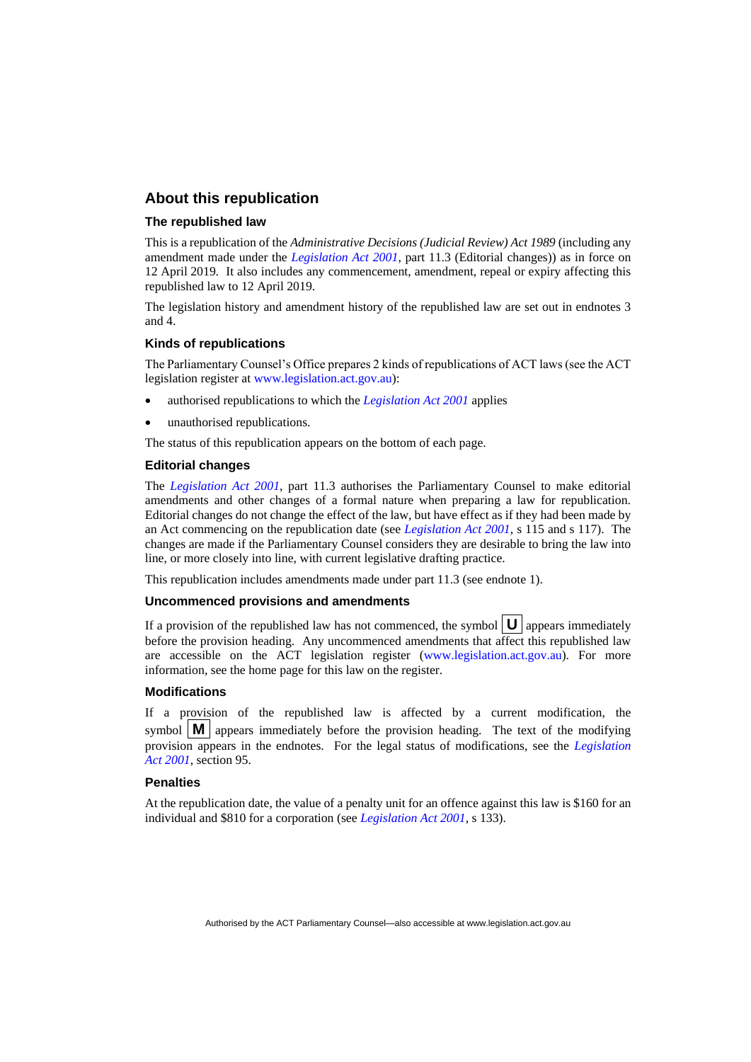## About this republication

### The republished law

This is a republication of the *Administrative Decisions (Judicial Review) Act 1989* (including any amendment made under the *Legislation Act 2001*, part 11.3 (Editorial changes)) as in force on 12 April 2019. It also includes any commencement, amendment, repeal or expiry affecting this republished law to 12 April 2019.

The legislation history and amendment history of the republished law are set out in endnotes 3 and 4.

### Kinds of republications

The Parliamentary Counsel's Office prepares 2 kinds of republications of ACT laws (see the ACT legislation register at www.legislation.act.gov.au):

- authorised republications to which the *Legislation Act 2001* applies
- unauthorised republications.

The status of this republication appears on the bottom of each page.

### Editorial changes

The *Legislation Act 2001*, part 11.3 authorises the Parliamentary Counsel to make editorial amendments and other changes of a formal nature when preparing a law for republication. Editorial changes do not change the effect of the law, but have effect as if they had been made by an Act commencing on the republication date (see *Legislation Act 2001*, s 115 and s 117). The changes are made if the Parliamentary Counsel considers they are desirable to bring the law into line, or more closely into line, with current legislative drafting practice.

This republication includes amendments made under part 11.3 (see endnote 1).

### Uncommenced provisions and amendments

If a provision of the republished law has not commenced, the symbol **U** appears immediately before the provision heading. Any uncommenced amendments that affect this republished law are accessible on the ACT legislation register (www.legislation.act.gov.au). For more information, see the home page for this law on the register.

### Modifications

If a provision of the republished law is affected by a current modification, the symbol **M** appears immediately before the provision heading. The text of the modifying provision appears in the endnotes. For the legal status of modifications, see the *Legislation Act 2001*, section 95.

### Penalties

At the republication date, the value of a penalty unit for an offence against this law is $160 for an individual and $810 for a corporation (see *Legislation Act 2001*, s 133).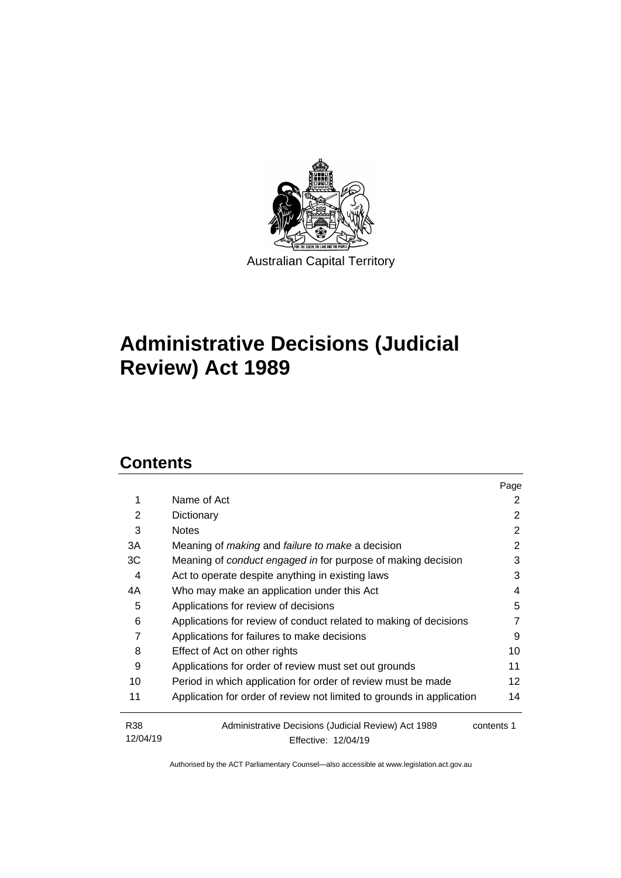Australian Capital Territory

# Administrative Decisions (Judicial Review) Act 1989

## Contents

| | | Page |
|---|---|---|
| 1 | Name of Act | 2 |
| 2 | Dictionary | 2 |
| 3 | Notes | 2 |
| 3A | Meaning of *making* and *failure to make* a decision | 2 |
| 3C | Meaning of *conduct engaged in* for purpose of making decision | 3 |
| 4 | Act to operate despite anything in existing laws | 3 |
| 4A | Who may make an application under this Act | 4 |
| 5 | Applications for review of decisions | 5 |
| 6 | Applications for review of conduct related to making of decisions | 7 |
| 7 | Applications for failures to make decisions | 9 |
| 8 | Effect of Act on other rights | 10 |
| 9 | Applications for order of review must set out grounds | 11 |
| 10 | Period in which application for order of review must be made | 12 |
| 11 | Application for order of review not limited to grounds in application | 14 |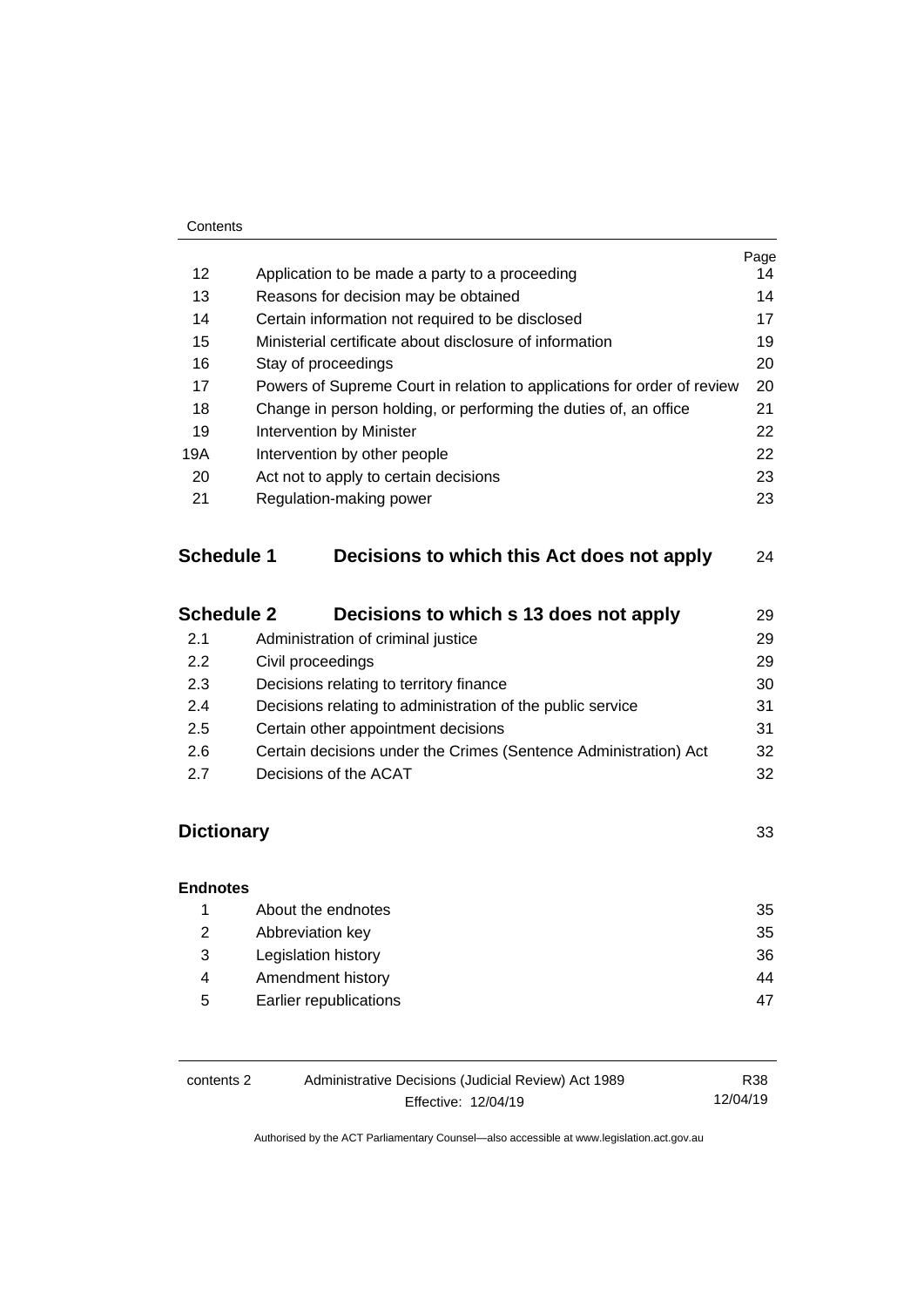| | | Page |
|---|---|---|
| 12 | Application to be made a party to a proceeding | 14 |
| 13 | Reasons for decision may be obtained | 14 |
| 14 | Certain information not required to be disclosed | 17 |
| 15 | Ministerial certificate about disclosure of information | 19 |
| 16 | Stay of proceedings | 20 |
| 17 | Powers of Supreme Court in relation to applications for order of review | 20 |
| 18 | Change in person holding, or performing the duties of, an office | 21 |
| 19 | Intervention by Minister | 22 |
| 19A | Intervention by other people | 22 |
| 20 | Act not to apply to certain decisions | 23 |
| 21 | Regulation-making power | 23 |

## Schedule 1 Decisions to which this Act does not apply — 24

## Schedule 2 Decisions to which s 13 does not apply — 29

| | | |
|---|---|---|
| 2.1 | Administration of criminal justice | 29 |
| 2.2 | Civil proceedings | 29 |
| 2.3 | Decisions relating to territory finance | 30 |
| 2.4 | Decisions relating to administration of the public service | 31 |
| 2.5 | Certain other appointment decisions | 31 |
| 2.6 | Certain decisions under the Crimes (Sentence Administration) Act | 32 |
| 2.7 | Decisions of the ACAT | 32 |

## Dictionary — 33

**Endnotes**

| | | |
|---|---|---|
| 1 | About the endnotes | 35 |
| 2 | Abbreviation key | 35 |
| 3 | Legislation history | 36 |
| 4 | Amendment history | 44 |
| 5 | Earlier republications | 47 |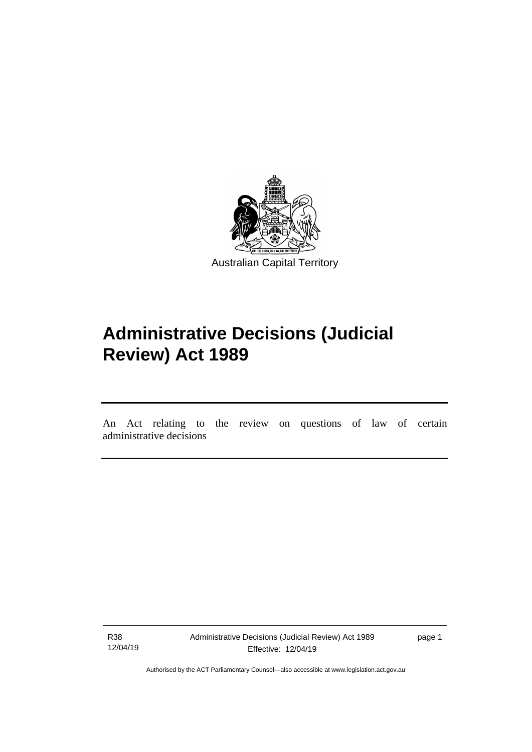Australian Capital Territory

# Administrative Decisions (Judicial Review) Act 1989

An Act relating to the review on questions of law of certain administrative decisions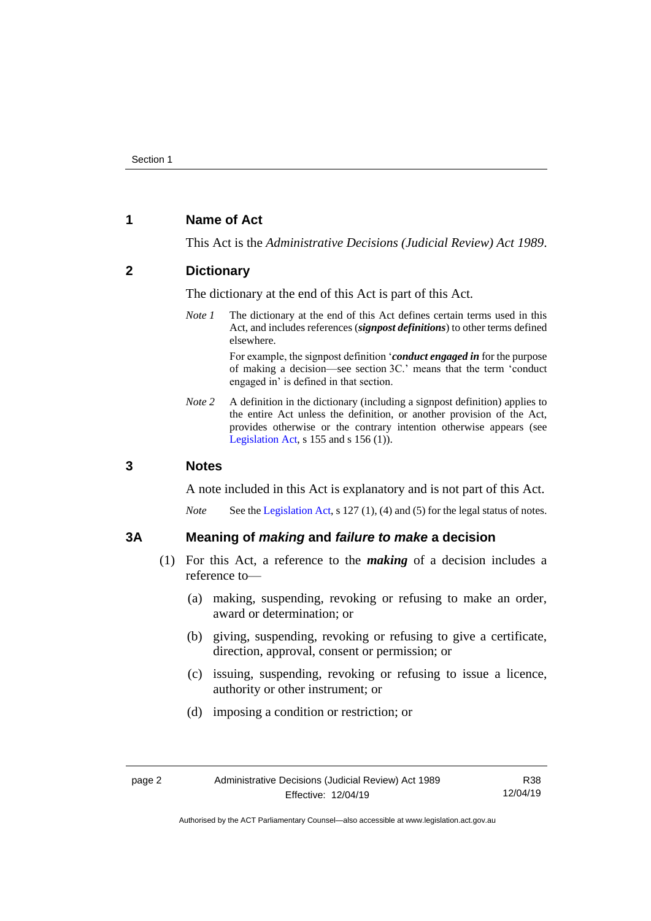## 1 Name of Act

This Act is the *Administrative Decisions (Judicial Review) Act 1989*.

## 2 Dictionary

The dictionary at the end of this Act is part of this Act.

*Note 1* The dictionary at the end of this Act defines certain terms used in this Act, and includes references (***signpost definitions***) to other terms defined elsewhere.

For example, the signpost definition '***conduct engaged in*** for the purpose of making a decision—see section 3C.' means that the term 'conduct engaged in' is defined in that section.

*Note 2* A definition in the dictionary (including a signpost definition) applies to the entire Act unless the definition, or another provision of the Act, provides otherwise or the contrary intention otherwise appears (see Legislation Act, s 155 and s 156 (1)).

## 3 Notes

A note included in this Act is explanatory and is not part of this Act.

*Note* See the Legislation Act, s 127 (1), (4) and (5) for the legal status of notes.

## 3A Meaning of *making* and *failure to make* a decision

(1) For this Act, a reference to the ***making*** of a decision includes a reference to—

(a) making, suspending, revoking or refusing to make an order, award or determination; or

(b) giving, suspending, revoking or refusing to give a certificate, direction, approval, consent or permission; or

(c) issuing, suspending, revoking or refusing to issue a licence, authority or other instrument; or

(d) imposing a condition or restriction; or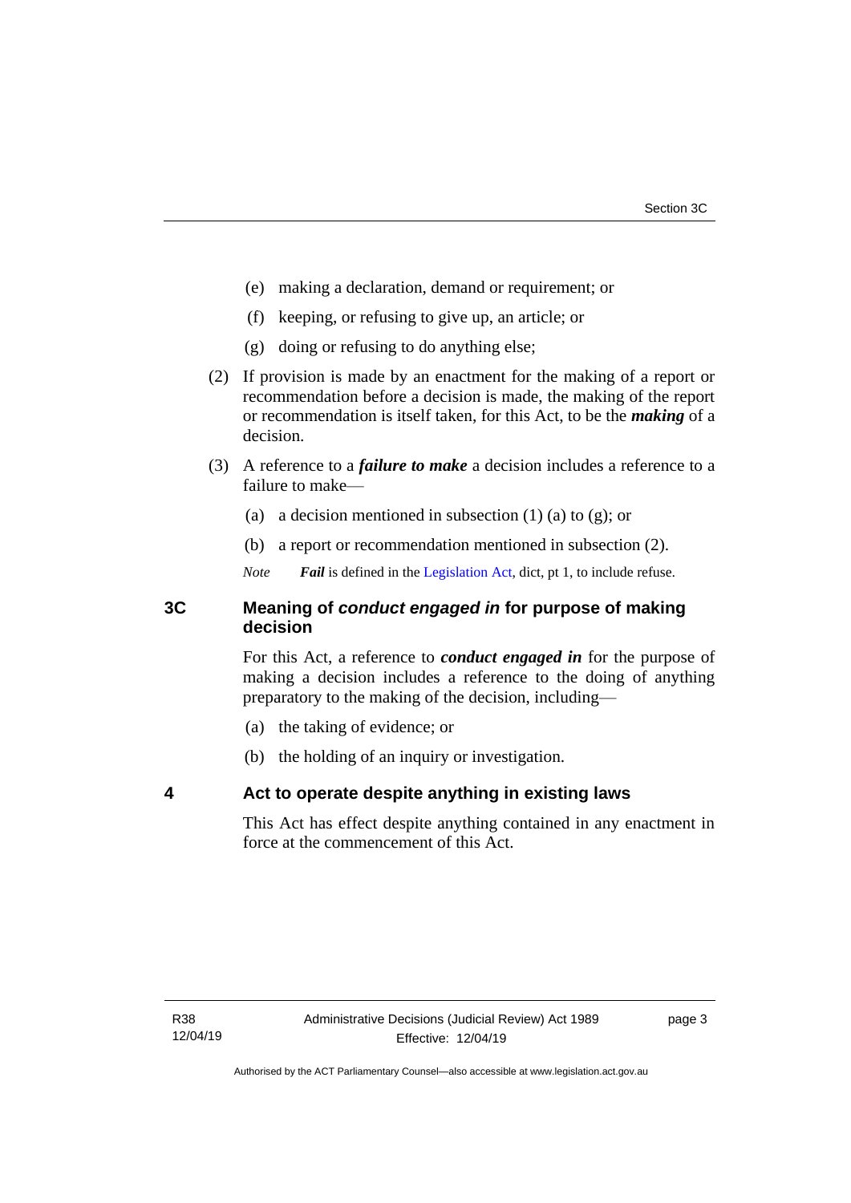(e) making a declaration, demand or requirement; or

(f) keeping, or refusing to give up, an article; or

(g) doing or refusing to do anything else;

(2) If provision is made by an enactment for the making of a report or recommendation before a decision is made, the making of the report or recommendation is itself taken, for this Act, to be the ***making*** of a decision.

(3) A reference to a ***failure to make*** a decision includes a reference to a failure to make—

(a) a decision mentioned in subsection (1) (a) to (g); or

(b) a report or recommendation mentioned in subsection (2).

*Note* ***Fail*** is defined in the Legislation Act, dict, pt 1, to include refuse.

## 3C Meaning of *conduct engaged in* for purpose of making decision

For this Act, a reference to ***conduct engaged in*** for the purpose of making a decision includes a reference to the doing of anything preparatory to the making of the decision, including—

(a) the taking of evidence; or

(b) the holding of an inquiry or investigation.

## 4 Act to operate despite anything in existing laws

This Act has effect despite anything contained in any enactment in force at the commencement of this Act.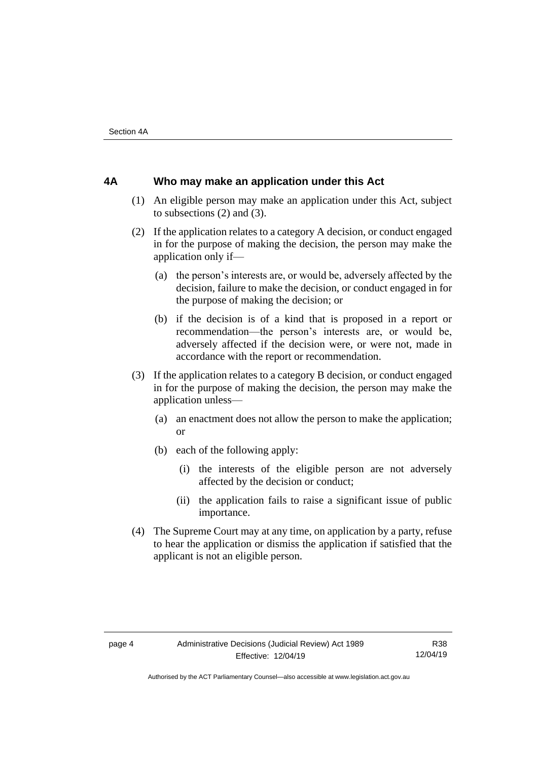## 4A Who may make an application under this Act

(1) An eligible person may make an application under this Act, subject to subsections (2) and (3).

(2) If the application relates to a category A decision, or conduct engaged in for the purpose of making the decision, the person may make the application only if—

(a) the person's interests are, or would be, adversely affected by the decision, failure to make the decision, or conduct engaged in for the purpose of making the decision; or

(b) if the decision is of a kind that is proposed in a report or recommendation—the person's interests are, or would be, adversely affected if the decision were, or were not, made in accordance with the report or recommendation.

(3) If the application relates to a category B decision, or conduct engaged in for the purpose of making the decision, the person may make the application unless—

(a) an enactment does not allow the person to make the application; or

(b) each of the following apply:

(i) the interests of the eligible person are not adversely affected by the decision or conduct;

(ii) the application fails to raise a significant issue of public importance.

(4) The Supreme Court may at any time, on application by a party, refuse to hear the application or dismiss the application if satisfied that the applicant is not an eligible person.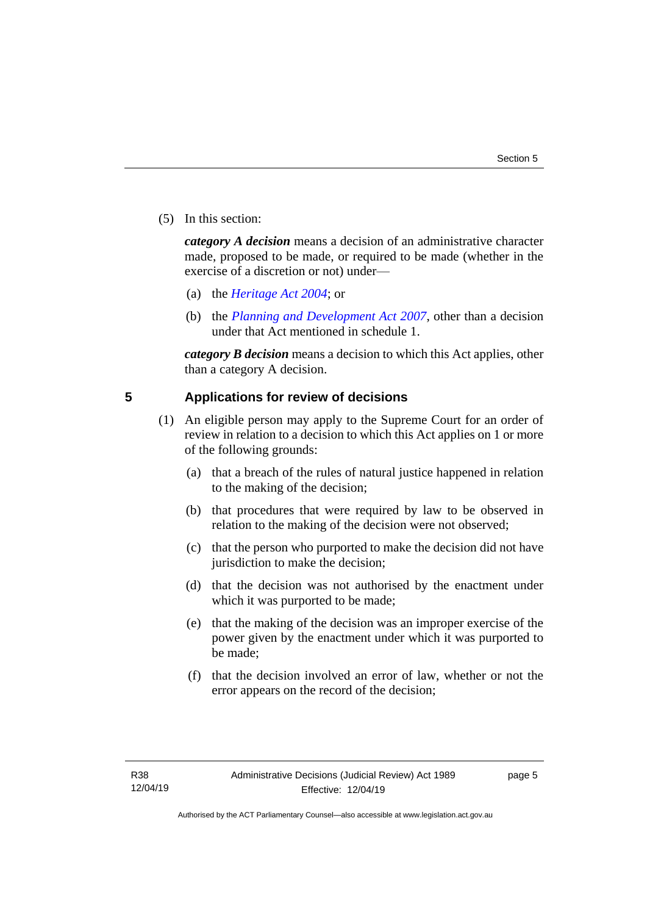(5) In this section:

***category A decision*** means a decision of an administrative character made, proposed to be made, or required to be made (whether in the exercise of a discretion or not) under—

(a) the *Heritage Act 2004*; or

(b) the *Planning and Development Act 2007*, other than a decision under that Act mentioned in schedule 1.

***category B decision*** means a decision to which this Act applies, other than a category A decision.

## 5 Applications for review of decisions

(1) An eligible person may apply to the Supreme Court for an order of review in relation to a decision to which this Act applies on 1 or more of the following grounds:

(a) that a breach of the rules of natural justice happened in relation to the making of the decision;

(b) that procedures that were required by law to be observed in relation to the making of the decision were not observed;

(c) that the person who purported to make the decision did not have jurisdiction to make the decision;

(d) that the decision was not authorised by the enactment under which it was purported to be made;

(e) that the making of the decision was an improper exercise of the power given by the enactment under which it was purported to be made;

(f) that the decision involved an error of law, whether or not the error appears on the record of the decision;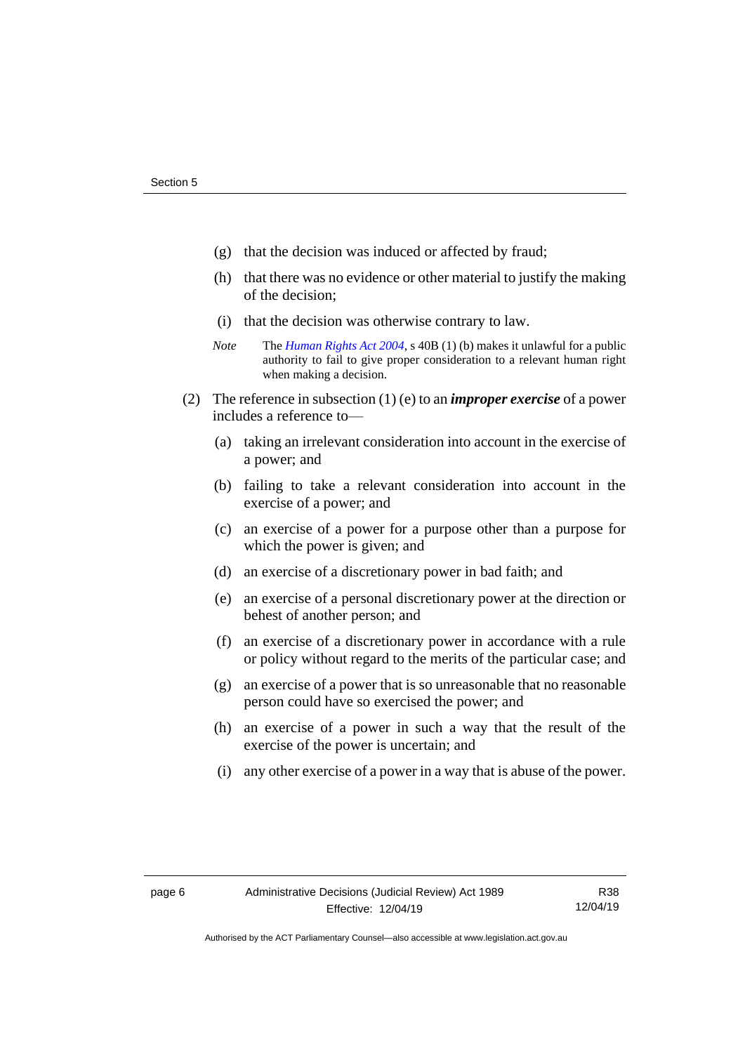(g) that the decision was induced or affected by fraud;

(h) that there was no evidence or other material to justify the making of the decision;

(i) that the decision was otherwise contrary to law.

*Note* The *Human Rights Act 2004*, s 40B (1) (b) makes it unlawful for a public authority to fail to give proper consideration to a relevant human right when making a decision.

(2) The reference in subsection (1) (e) to an ***improper exercise*** of a power includes a reference to—

(a) taking an irrelevant consideration into account in the exercise of a power; and

(b) failing to take a relevant consideration into account in the exercise of a power; and

(c) an exercise of a power for a purpose other than a purpose for which the power is given; and

(d) an exercise of a discretionary power in bad faith; and

(e) an exercise of a personal discretionary power at the direction or behest of another person; and

(f) an exercise of a discretionary power in accordance with a rule or policy without regard to the merits of the particular case; and

(g) an exercise of a power that is so unreasonable that no reasonable person could have so exercised the power; and

(h) an exercise of a power in such a way that the result of the exercise of the power is uncertain; and

(i) any other exercise of a power in a way that is abuse of the power.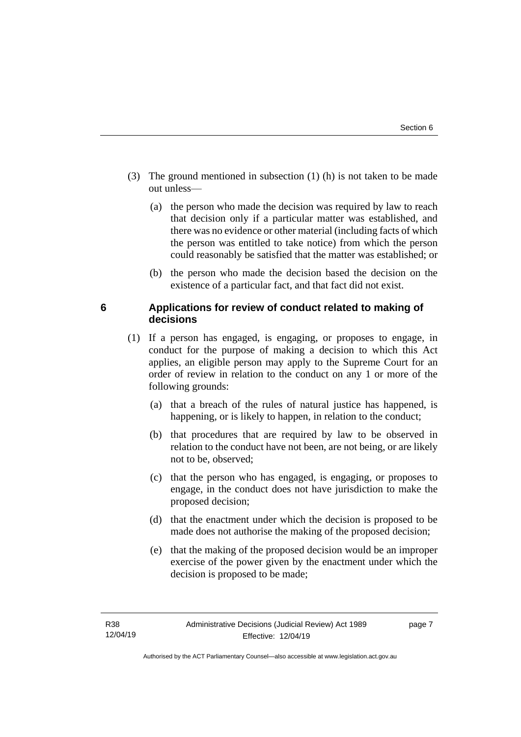(3) The ground mentioned in subsection (1) (h) is not taken to be made out unless—

(a) the person who made the decision was required by law to reach that decision only if a particular matter was established, and there was no evidence or other material (including facts of which the person was entitled to take notice) from which the person could reasonably be satisfied that the matter was established; or

(b) the person who made the decision based the decision on the existence of a particular fact, and that fact did not exist.

## 6 Applications for review of conduct related to making of decisions

(1) If a person has engaged, is engaging, or proposes to engage, in conduct for the purpose of making a decision to which this Act applies, an eligible person may apply to the Supreme Court for an order of review in relation to the conduct on any 1 or more of the following grounds:

(a) that a breach of the rules of natural justice has happened, is happening, or is likely to happen, in relation to the conduct;

(b) that procedures that are required by law to be observed in relation to the conduct have not been, are not being, or are likely not to be, observed;

(c) that the person who has engaged, is engaging, or proposes to engage, in the conduct does not have jurisdiction to make the proposed decision;

(d) that the enactment under which the decision is proposed to be made does not authorise the making of the proposed decision;

(e) that the making of the proposed decision would be an improper exercise of the power given by the enactment under which the decision is proposed to be made;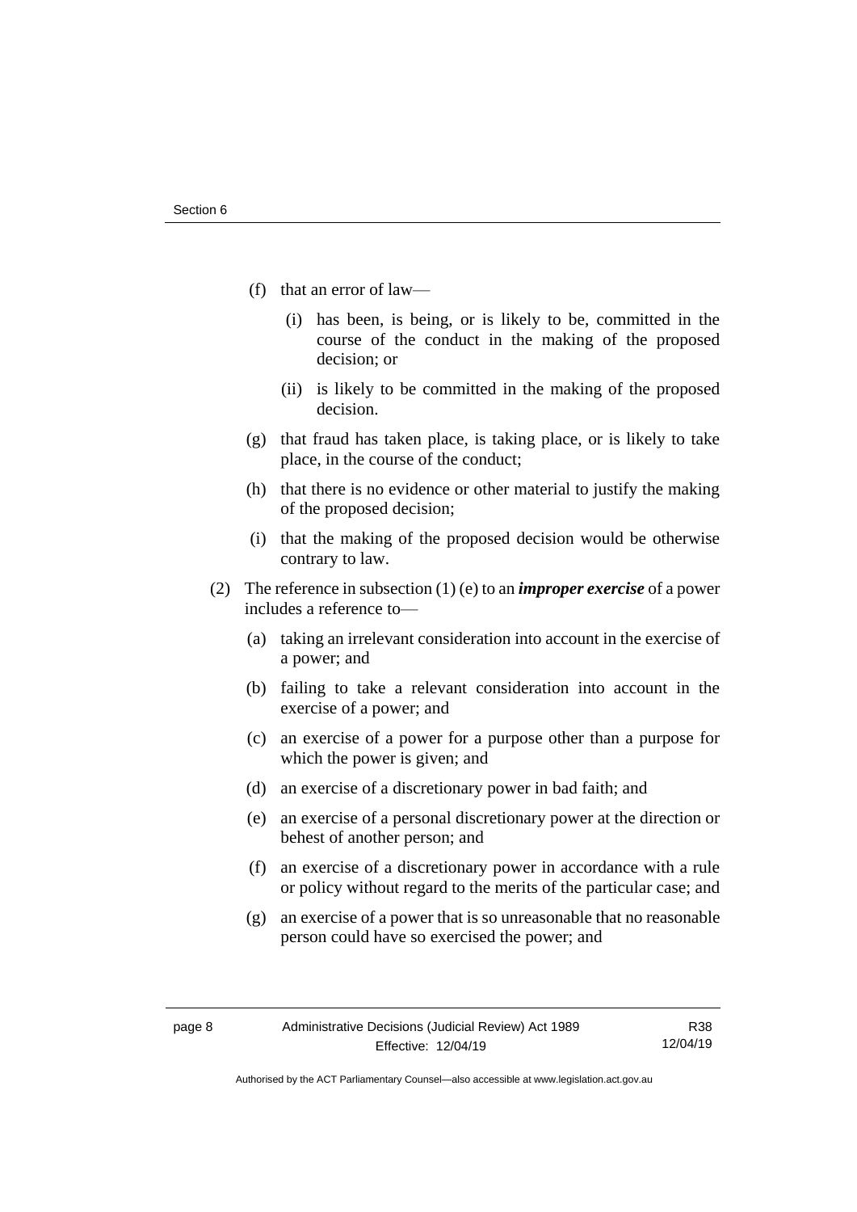(f) that an error of law—

 (i) has been, is being, or is likely to be, committed in the course of the conduct in the making of the proposed decision; or

 (ii) is likely to be committed in the making of the proposed decision.

(g) that fraud has taken place, is taking place, or is likely to take place, in the course of the conduct;

(h) that there is no evidence or other material to justify the making of the proposed decision;

(i) that the making of the proposed decision would be otherwise contrary to law.

(2) The reference in subsection (1) (e) to an ***improper exercise*** of a power includes a reference to—

 (a) taking an irrelevant consideration into account in the exercise of a power; and

 (b) failing to take a relevant consideration into account in the exercise of a power; and

 (c) an exercise of a power for a purpose other than a purpose for which the power is given; and

 (d) an exercise of a discretionary power in bad faith; and

 (e) an exercise of a personal discretionary power at the direction or behest of another person; and

 (f) an exercise of a discretionary power in accordance with a rule or policy without regard to the merits of the particular case; and

 (g) an exercise of a power that is so unreasonable that no reasonable person could have so exercised the power; and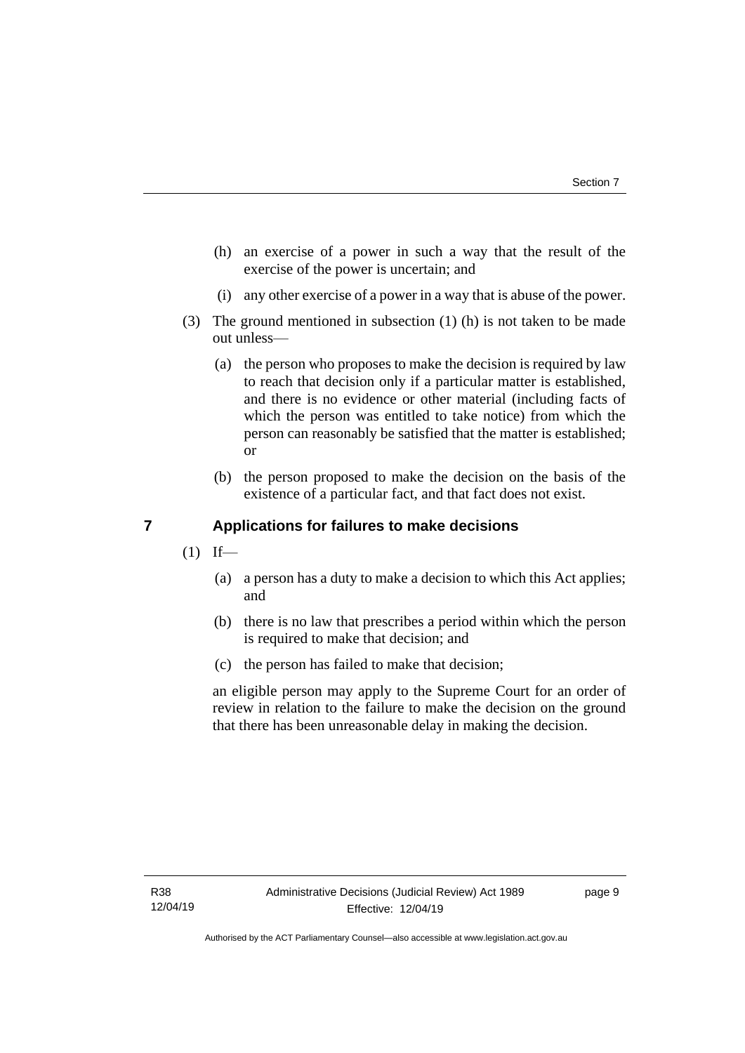(h) an exercise of a power in such a way that the result of the exercise of the power is uncertain; and

(i) any other exercise of a power in a way that is abuse of the power.

(3) The ground mentioned in subsection (1) (h) is not taken to be made out unless—

(a) the person who proposes to make the decision is required by law to reach that decision only if a particular matter is established, and there is no evidence or other material (including facts of which the person was entitled to take notice) from which the person can reasonably be satisfied that the matter is established; or

(b) the person proposed to make the decision on the basis of the existence of a particular fact, and that fact does not exist.

## 7 Applications for failures to make decisions

(1) If—

(a) a person has a duty to make a decision to which this Act applies; and

(b) there is no law that prescribes a period within which the person is required to make that decision; and

(c) the person has failed to make that decision;

an eligible person may apply to the Supreme Court for an order of review in relation to the failure to make the decision on the ground that there has been unreasonable delay in making the decision.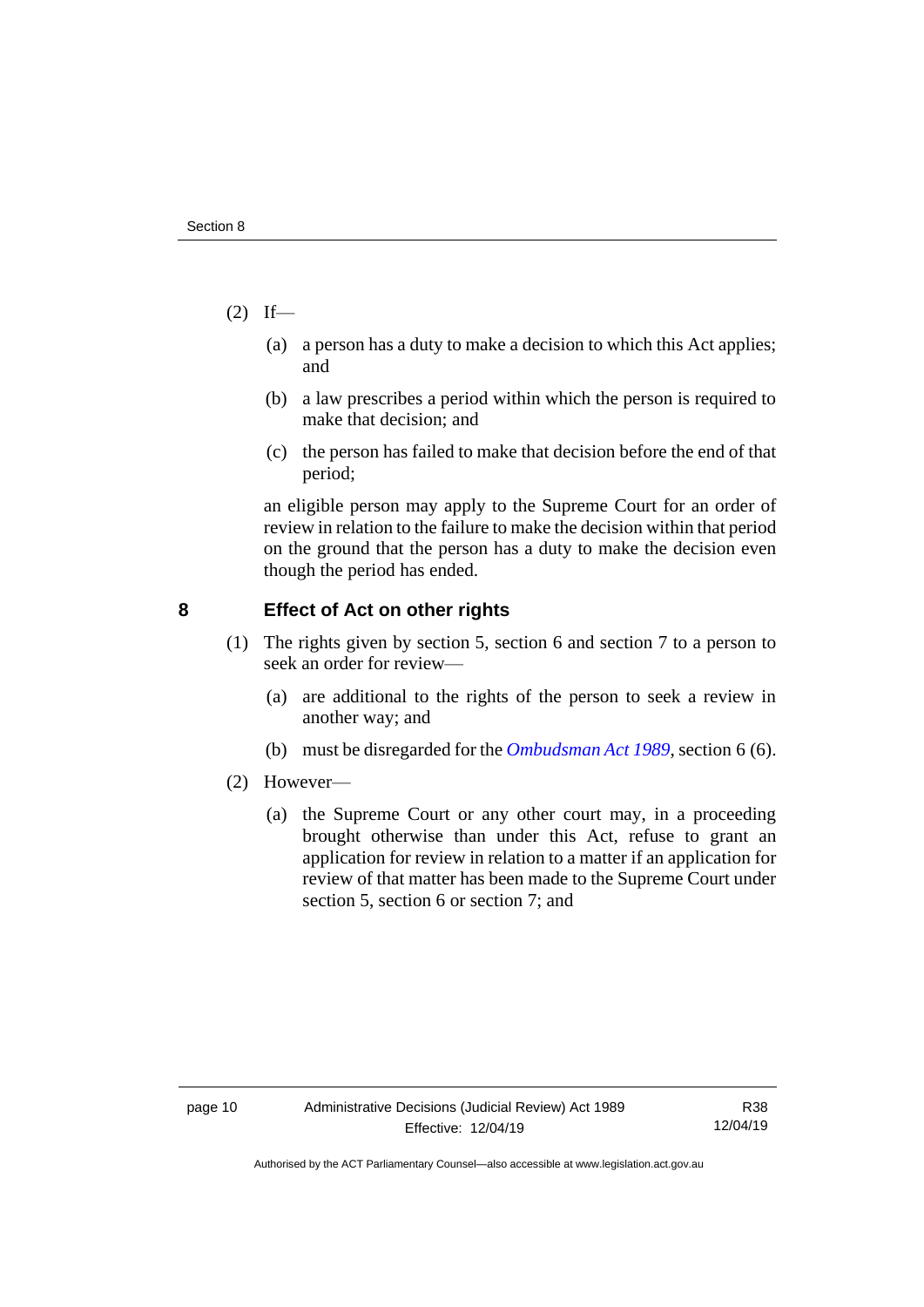(2) If—

(a) a person has a duty to make a decision to which this Act applies; and

(b) a law prescribes a period within which the person is required to make that decision; and

(c) the person has failed to make that decision before the end of that period;

an eligible person may apply to the Supreme Court for an order of review in relation to the failure to make the decision within that period on the ground that the person has a duty to make the decision even though the period has ended.

## 8 Effect of Act on other rights

(1) The rights given by section 5, section 6 and section 7 to a person to seek an order for review—

(a) are additional to the rights of the person to seek a review in another way; and

(b) must be disregarded for the *Ombudsman Act 1989*, section 6 (6).

(2) However—

(a) the Supreme Court or any other court may, in a proceeding brought otherwise than under this Act, refuse to grant an application for review in relation to a matter if an application for review of that matter has been made to the Supreme Court under section 5, section 6 or section 7; and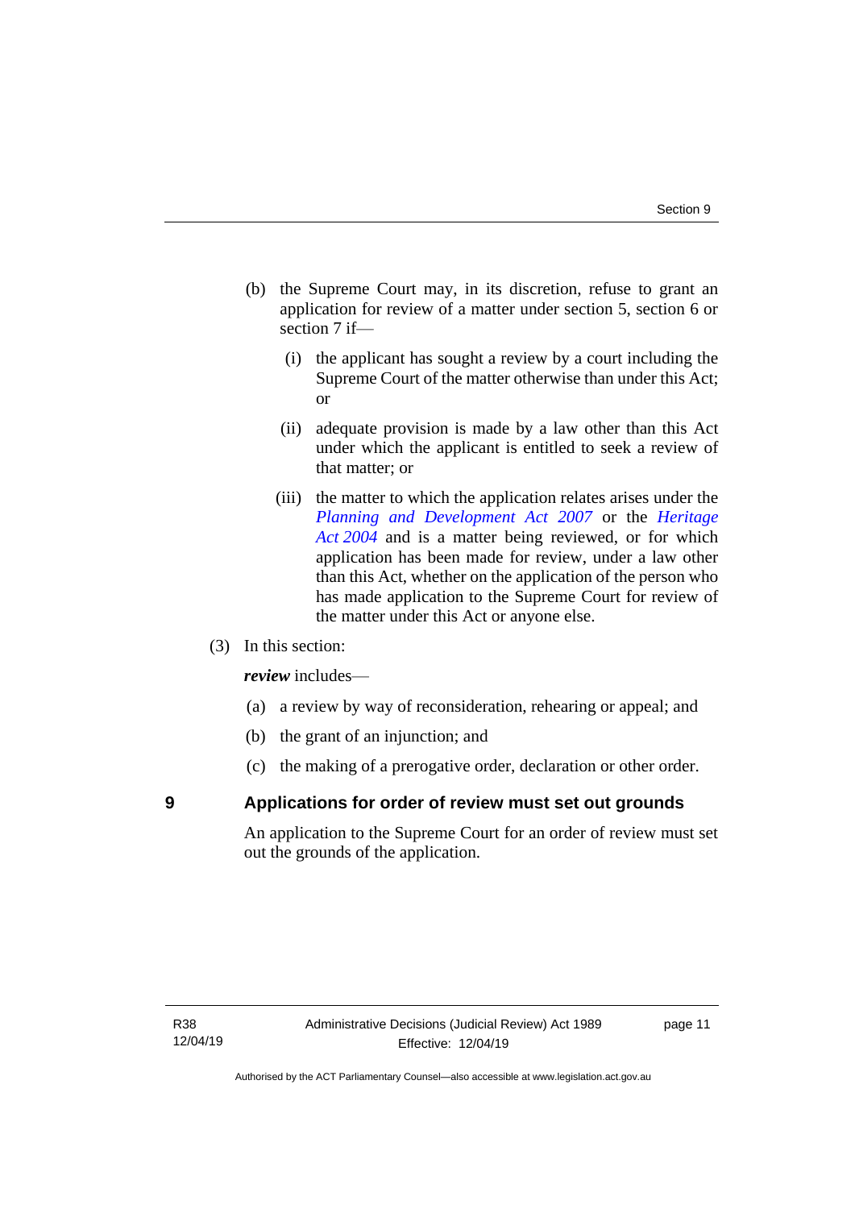(b) the Supreme Court may, in its discretion, refuse to grant an application for review of a matter under section 5, section 6 or section 7 if—

  (i) the applicant has sought a review by a court including the Supreme Court of the matter otherwise than under this Act; or

  (ii) adequate provision is made by a law other than this Act under which the applicant is entitled to seek a review of that matter; or

  (iii) the matter to which the application relates arises under the *Planning and Development Act 2007* or the *Heritage Act 2004* and is a matter being reviewed, or for which application has been made for review, under a law other than this Act, whether on the application of the person who has made application to the Supreme Court for review of the matter under this Act or anyone else.

(3) In this section:

***review*** includes—

(a) a review by way of reconsideration, rehearing or appeal; and

(b) the grant of an injunction; and

(c) the making of a prerogative order, declaration or other order.

## 9 Applications for order of review must set out grounds

An application to the Supreme Court for an order of review must set out the grounds of the application.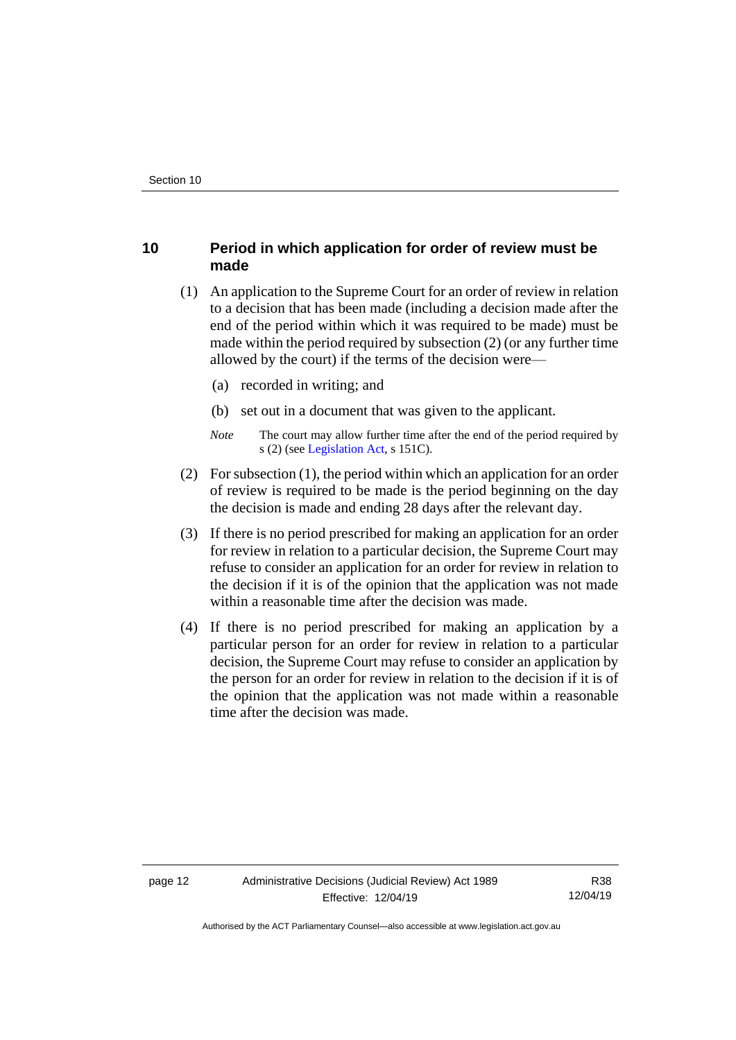## 10 Period in which application for order of review must be made

(1) An application to the Supreme Court for an order of review in relation to a decision that has been made (including a decision made after the end of the period within which it was required to be made) must be made within the period required by subsection (2) (or any further time allowed by the court) if the terms of the decision were—

(a) recorded in writing; and

(b) set out in a document that was given to the applicant.

*Note* The court may allow further time after the end of the period required by s (2) (see Legislation Act, s 151C).

(2) For subsection (1), the period within which an application for an order of review is required to be made is the period beginning on the day the decision is made and ending 28 days after the relevant day.

(3) If there is no period prescribed for making an application for an order for review in relation to a particular decision, the Supreme Court may refuse to consider an application for an order for review in relation to the decision if it is of the opinion that the application was not made within a reasonable time after the decision was made.

(4) If there is no period prescribed for making an application by a particular person for an order for review in relation to a particular decision, the Supreme Court may refuse to consider an application by the person for an order for review in relation to the decision if it is of the opinion that the application was not made within a reasonable time after the decision was made.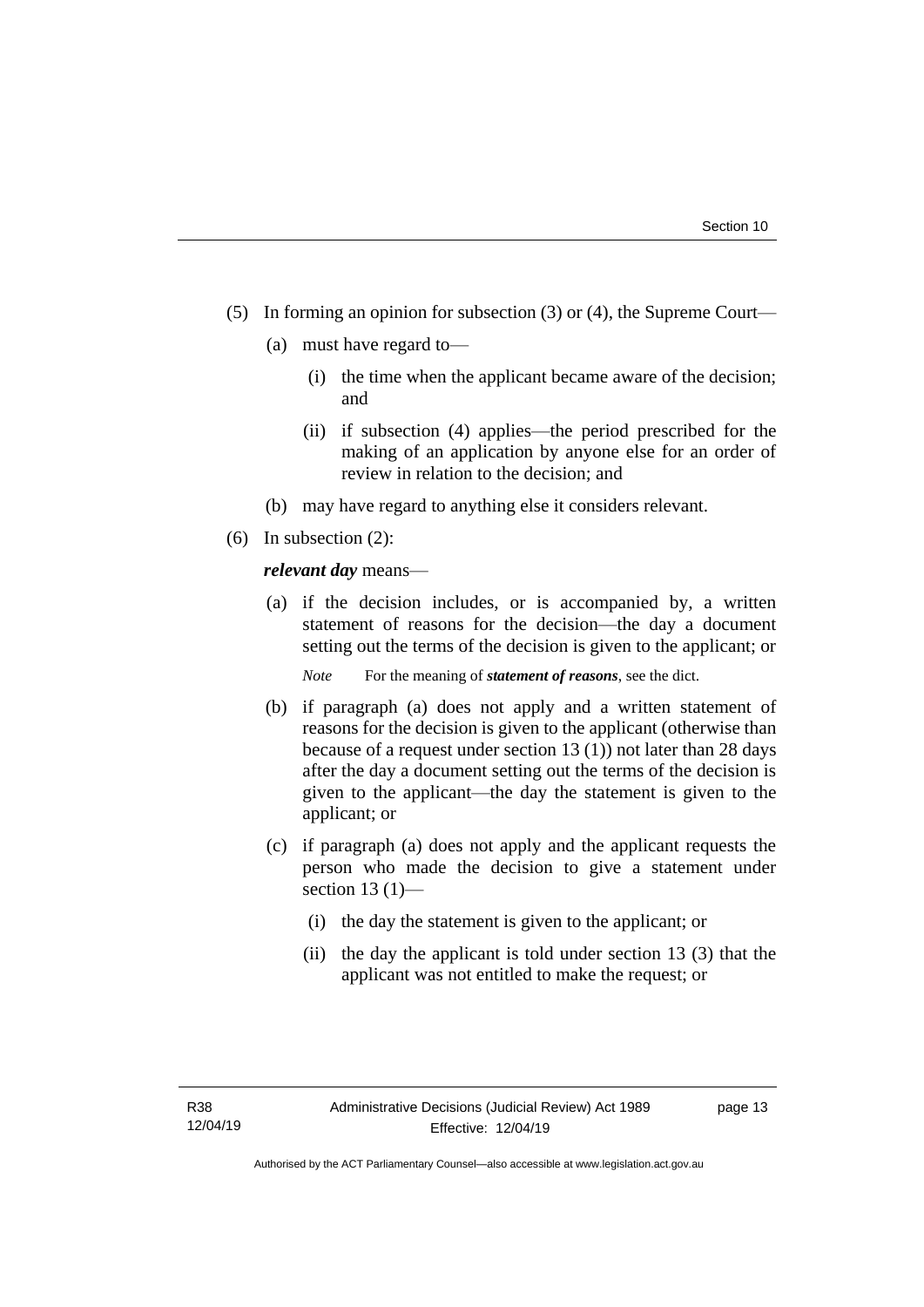(5) In forming an opinion for subsection (3) or (4), the Supreme Court—

(a) must have regard to—

(i) the time when the applicant became aware of the decision; and

(ii) if subsection (4) applies—the period prescribed for the making of an application by anyone else for an order of review in relation to the decision; and

(b) may have regard to anything else it considers relevant.

(6) In subsection (2):

***relevant day*** means—

(a) if the decision includes, or is accompanied by, a written statement of reasons for the decision—the day a document setting out the terms of the decision is given to the applicant; or

*Note* For the meaning of ***statement of reasons***, see the dict.

(b) if paragraph (a) does not apply and a written statement of reasons for the decision is given to the applicant (otherwise than because of a request under section 13 (1)) not later than 28 days after the day a document setting out the terms of the decision is given to the applicant—the day the statement is given to the applicant; or

(c) if paragraph (a) does not apply and the applicant requests the person who made the decision to give a statement under section 13 (1)—

(i) the day the statement is given to the applicant; or

(ii) the day the applicant is told under section 13 (3) that the applicant was not entitled to make the request; or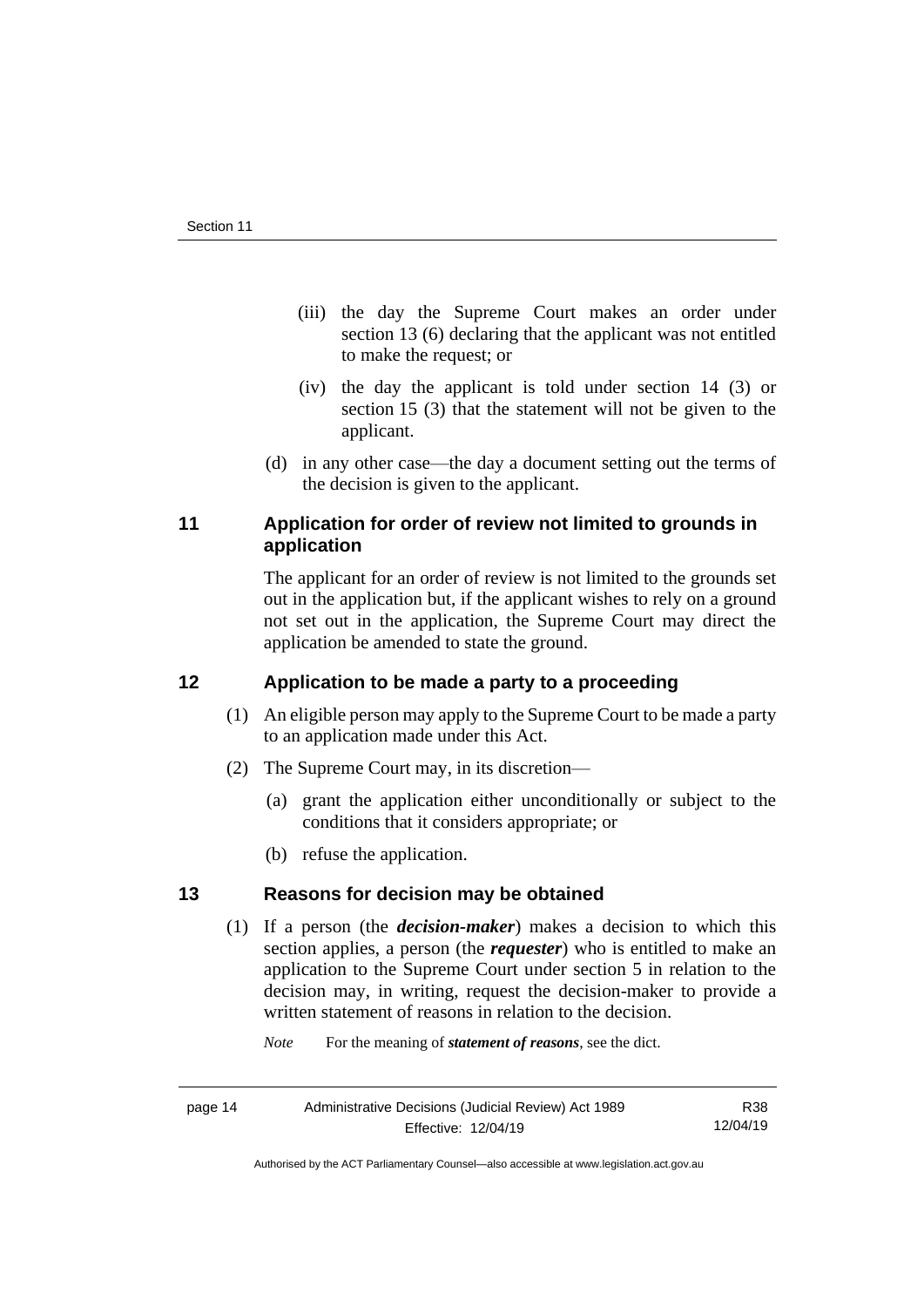(iii) the day the Supreme Court makes an order under section 13 (6) declaring that the applicant was not entitled to make the request; or

(iv) the day the applicant is told under section 14 (3) or section 15 (3) that the statement will not be given to the applicant.

(d) in any other case—the day a document setting out the terms of the decision is given to the applicant.

## 11 Application for order of review not limited to grounds in application

The applicant for an order of review is not limited to the grounds set out in the application but, if the applicant wishes to rely on a ground not set out in the application, the Supreme Court may direct the application be amended to state the ground.

## 12 Application to be made a party to a proceeding

(1) An eligible person may apply to the Supreme Court to be made a party to an application made under this Act.

(2) The Supreme Court may, in its discretion—

(a) grant the application either unconditionally or subject to the conditions that it considers appropriate; or

(b) refuse the application.

## 13 Reasons for decision may be obtained

(1) If a person (the ***decision-maker***) makes a decision to which this section applies, a person (the ***requester***) who is entitled to make an application to the Supreme Court under section 5 in relation to the decision may, in writing, request the decision-maker to provide a written statement of reasons in relation to the decision.

*Note* For the meaning of ***statement of reasons***, see the dict.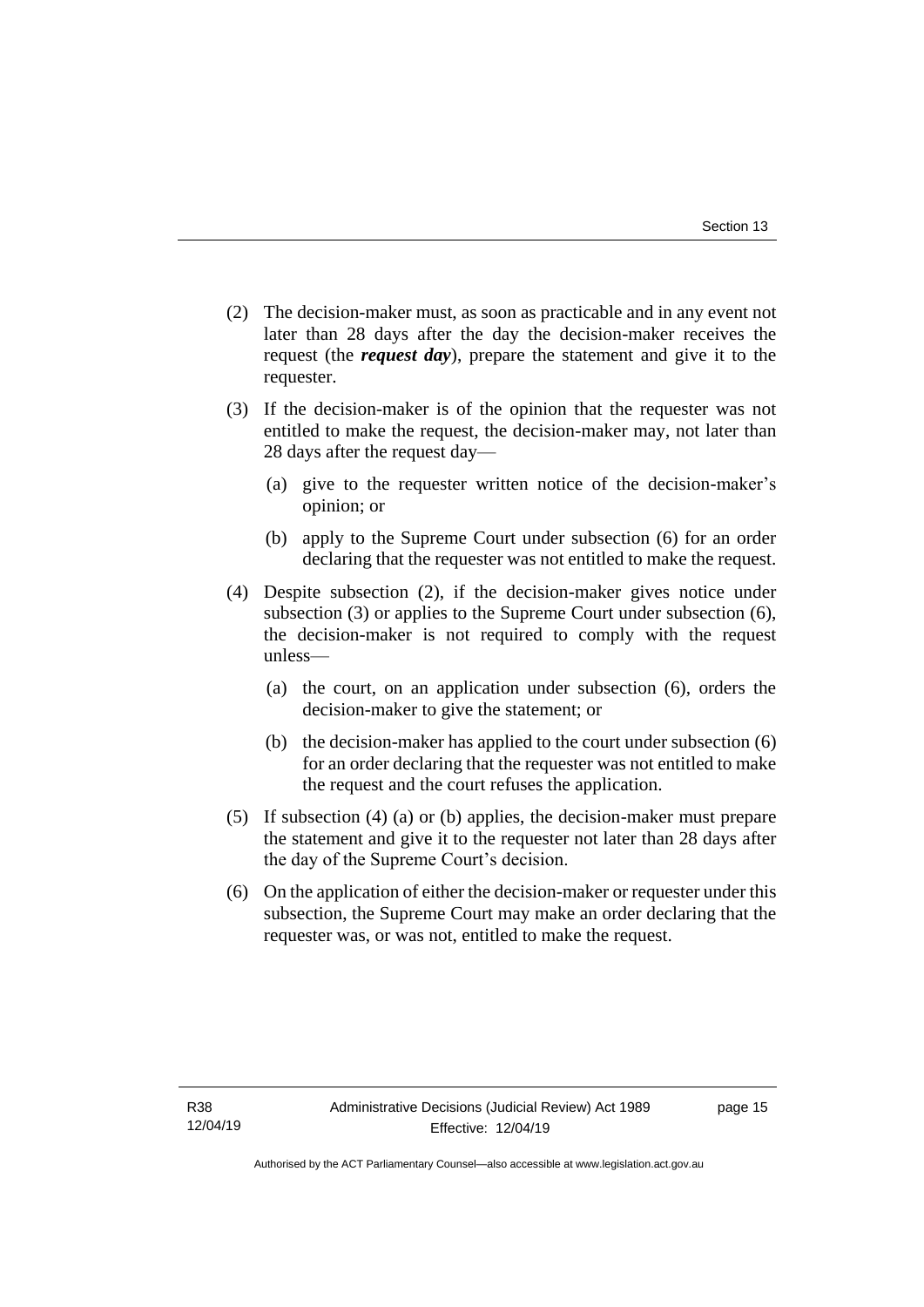(2) The decision-maker must, as soon as practicable and in any event not later than 28 days after the day the decision-maker receives the request (the ***request day***), prepare the statement and give it to the requester.

(3) If the decision-maker is of the opinion that the requester was not entitled to make the request, the decision-maker may, not later than 28 days after the request day—

(a) give to the requester written notice of the decision-maker's opinion; or

(b) apply to the Supreme Court under subsection (6) for an order declaring that the requester was not entitled to make the request.

(4) Despite subsection (2), if the decision-maker gives notice under subsection (3) or applies to the Supreme Court under subsection (6), the decision-maker is not required to comply with the request unless—

(a) the court, on an application under subsection (6), orders the decision-maker to give the statement; or

(b) the decision-maker has applied to the court under subsection (6) for an order declaring that the requester was not entitled to make the request and the court refuses the application.

(5) If subsection (4) (a) or (b) applies, the decision-maker must prepare the statement and give it to the requester not later than 28 days after the day of the Supreme Court's decision.

(6) On the application of either the decision-maker or requester under this subsection, the Supreme Court may make an order declaring that the requester was, or was not, entitled to make the request.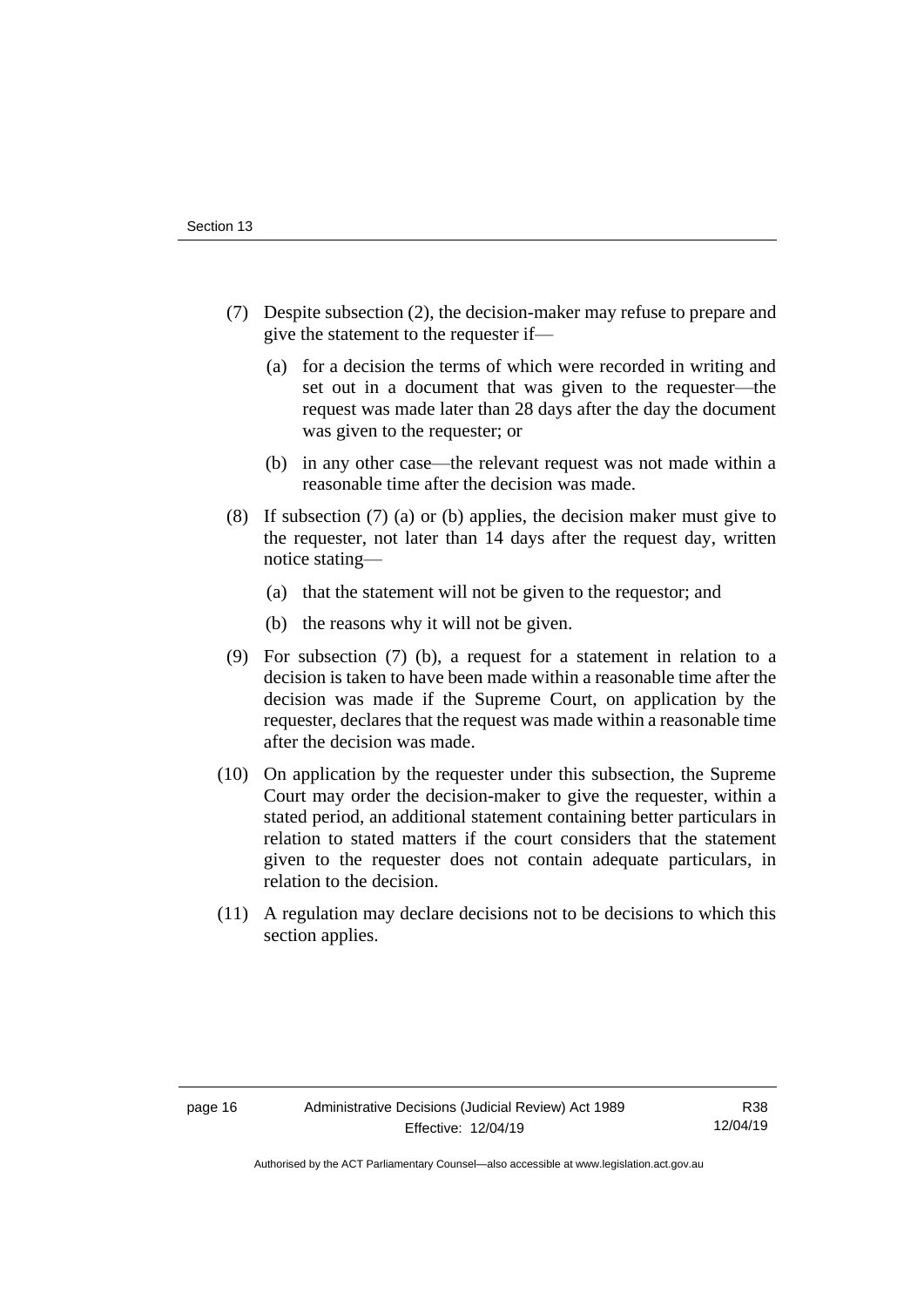(7) Despite subsection (2), the decision-maker may refuse to prepare and give the statement to the requester if—

  (a) for a decision the terms of which were recorded in writing and set out in a document that was given to the requester—the request was made later than 28 days after the day the document was given to the requester; or

  (b) in any other case—the relevant request was not made within a reasonable time after the decision was made.

(8) If subsection (7) (a) or (b) applies, the decision maker must give to the requester, not later than 14 days after the request day, written notice stating—

  (a) that the statement will not be given to the requestor; and

  (b) the reasons why it will not be given.

(9) For subsection (7) (b), a request for a statement in relation to a decision is taken to have been made within a reasonable time after the decision was made if the Supreme Court, on application by the requester, declares that the request was made within a reasonable time after the decision was made.

(10) On application by the requester under this subsection, the Supreme Court may order the decision-maker to give the requester, within a stated period, an additional statement containing better particulars in relation to stated matters if the court considers that the statement given to the requester does not contain adequate particulars, in relation to the decision.

(11) A regulation may declare decisions not to be decisions to which this section applies.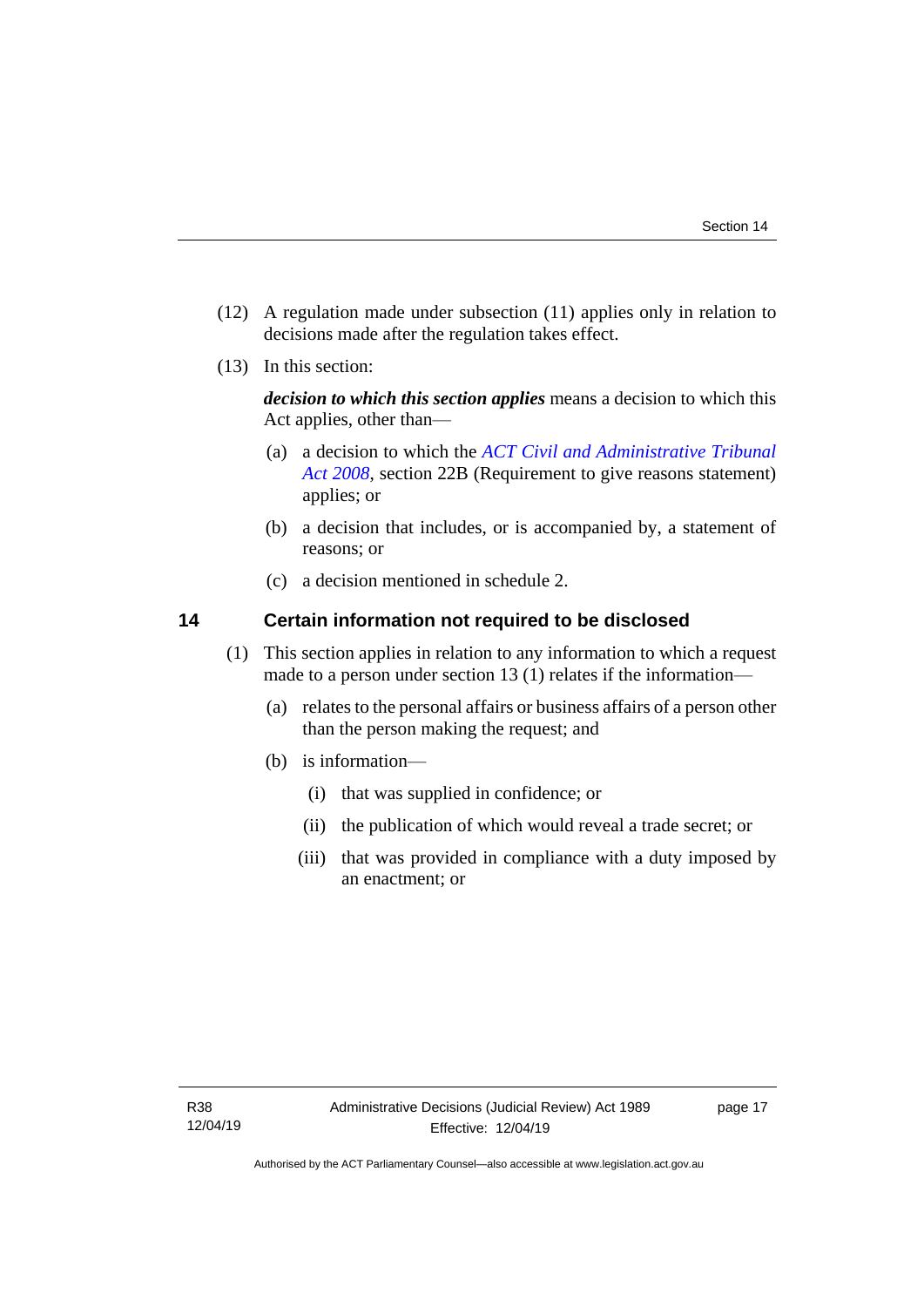(12) A regulation made under subsection (11) applies only in relation to decisions made after the regulation takes effect.

(13) In this section:

***decision to which this section applies*** means a decision to which this Act applies, other than—

(a) a decision to which the *ACT Civil and Administrative Tribunal Act 2008*, section 22B (Requirement to give reasons statement) applies; or

(b) a decision that includes, or is accompanied by, a statement of reasons; or

(c) a decision mentioned in schedule 2.

## 14 Certain information not required to be disclosed

(1) This section applies in relation to any information to which a request made to a person under section 13 (1) relates if the information—

(a) relates to the personal affairs or business affairs of a person other than the person making the request; and

(b) is information—

(i) that was supplied in confidence; or

(ii) the publication of which would reveal a trade secret; or

(iii) that was provided in compliance with a duty imposed by an enactment; or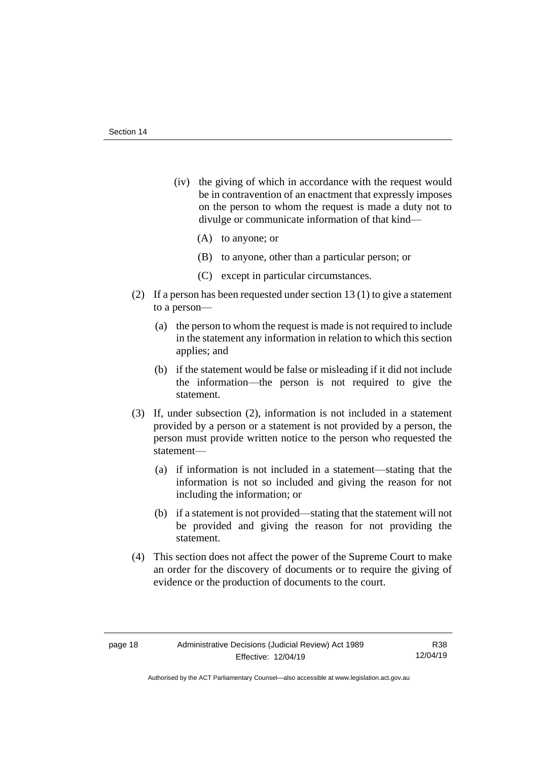(iv) the giving of which in accordance with the request would be in contravention of an enactment that expressly imposes on the person to whom the request is made a duty not to divulge or communicate information of that kind—

(A) to anyone; or

(B) to anyone, other than a particular person; or

(C) except in particular circumstances.

(2) If a person has been requested under section 13 (1) to give a statement to a person—

(a) the person to whom the request is made is not required to include in the statement any information in relation to which this section applies; and

(b) if the statement would be false or misleading if it did not include the information—the person is not required to give the statement.

(3) If, under subsection (2), information is not included in a statement provided by a person or a statement is not provided by a person, the person must provide written notice to the person who requested the statement—

(a) if information is not included in a statement—stating that the information is not so included and giving the reason for not including the information; or

(b) if a statement is not provided—stating that the statement will not be provided and giving the reason for not providing the statement.

(4) This section does not affect the power of the Supreme Court to make an order for the discovery of documents or to require the giving of evidence or the production of documents to the court.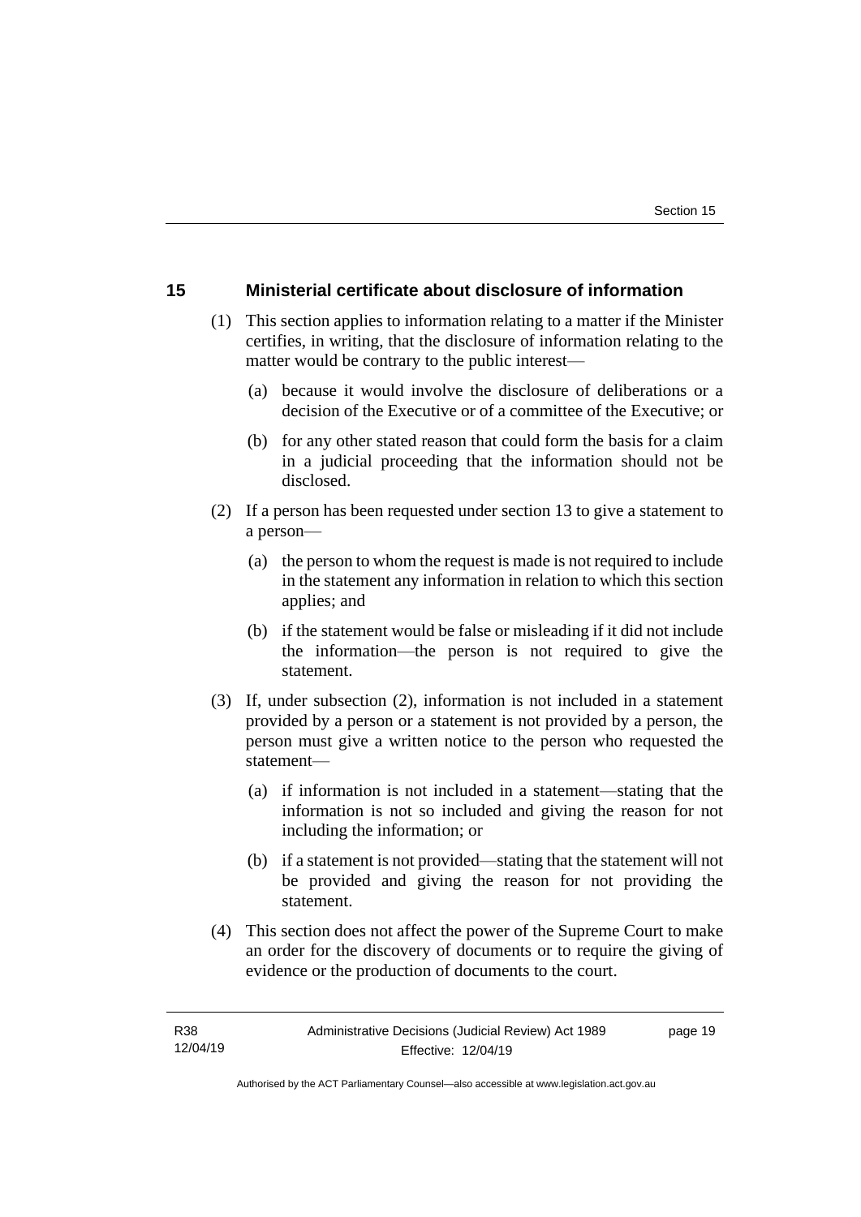## 15 Ministerial certificate about disclosure of information

(1) This section applies to information relating to a matter if the Minister certifies, in writing, that the disclosure of information relating to the matter would be contrary to the public interest—

(a) because it would involve the disclosure of deliberations or a decision of the Executive or of a committee of the Executive; or

(b) for any other stated reason that could form the basis for a claim in a judicial proceeding that the information should not be disclosed.

(2) If a person has been requested under section 13 to give a statement to a person—

(a) the person to whom the request is made is not required to include in the statement any information in relation to which this section applies; and

(b) if the statement would be false or misleading if it did not include the information—the person is not required to give the statement.

(3) If, under subsection (2), information is not included in a statement provided by a person or a statement is not provided by a person, the person must give a written notice to the person who requested the statement—

(a) if information is not included in a statement—stating that the information is not so included and giving the reason for not including the information; or

(b) if a statement is not provided—stating that the statement will not be provided and giving the reason for not providing the statement.

(4) This section does not affect the power of the Supreme Court to make an order for the discovery of documents or to require the giving of evidence or the production of documents to the court.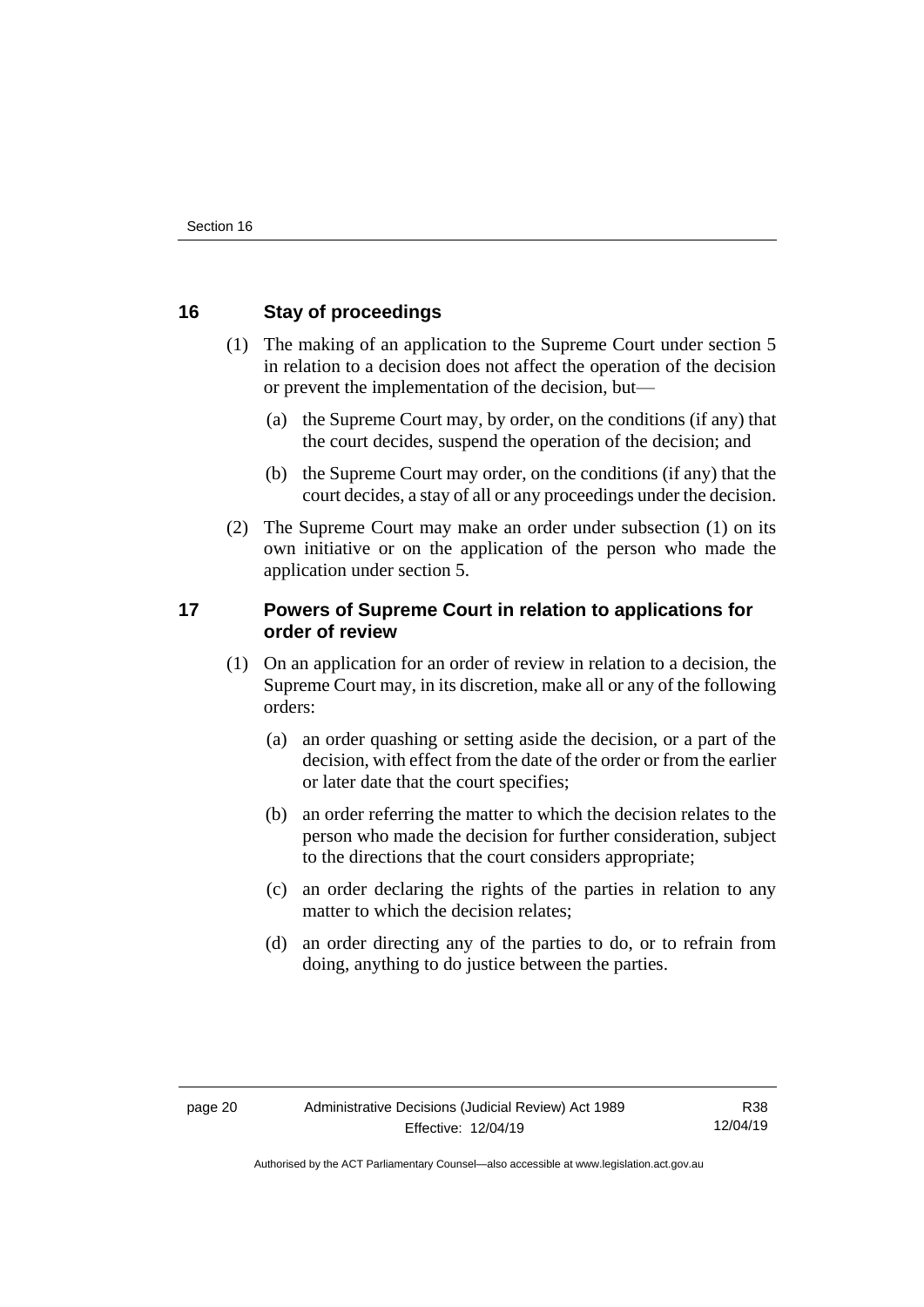## 16 Stay of proceedings

(1) The making of an application to the Supreme Court under section 5 in relation to a decision does not affect the operation of the decision or prevent the implementation of the decision, but—

(a) the Supreme Court may, by order, on the conditions (if any) that the court decides, suspend the operation of the decision; and

(b) the Supreme Court may order, on the conditions (if any) that the court decides, a stay of all or any proceedings under the decision.

(2) The Supreme Court may make an order under subsection (1) on its own initiative or on the application of the person who made the application under section 5.

## 17 Powers of Supreme Court in relation to applications for order of review

(1) On an application for an order of review in relation to a decision, the Supreme Court may, in its discretion, make all or any of the following orders:

(a) an order quashing or setting aside the decision, or a part of the decision, with effect from the date of the order or from the earlier or later date that the court specifies;

(b) an order referring the matter to which the decision relates to the person who made the decision for further consideration, subject to the directions that the court considers appropriate;

(c) an order declaring the rights of the parties in relation to any matter to which the decision relates;

(d) an order directing any of the parties to do, or to refrain from doing, anything to do justice between the parties.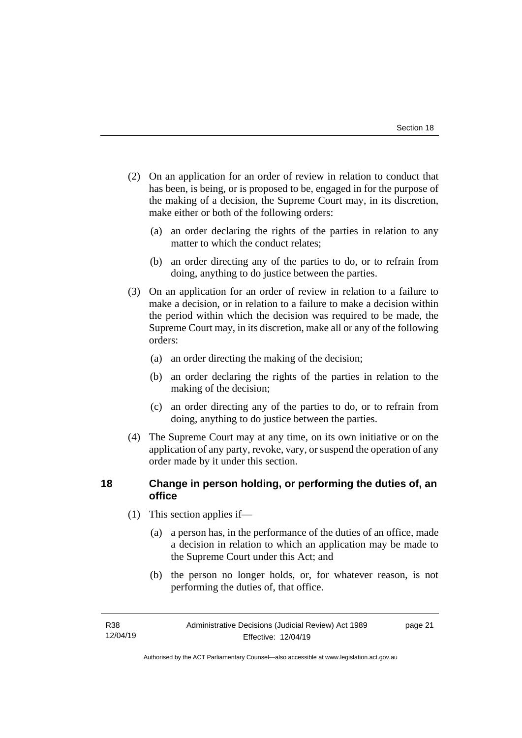(2) On an application for an order of review in relation to conduct that has been, is being, or is proposed to be, engaged in for the purpose of the making of a decision, the Supreme Court may, in its discretion, make either or both of the following orders:

(a) an order declaring the rights of the parties in relation to any matter to which the conduct relates;

(b) an order directing any of the parties to do, or to refrain from doing, anything to do justice between the parties.

(3) On an application for an order of review in relation to a failure to make a decision, or in relation to a failure to make a decision within the period within which the decision was required to be made, the Supreme Court may, in its discretion, make all or any of the following orders:

(a) an order directing the making of the decision;

(b) an order declaring the rights of the parties in relation to the making of the decision;

(c) an order directing any of the parties to do, or to refrain from doing, anything to do justice between the parties.

(4) The Supreme Court may at any time, on its own initiative or on the application of any party, revoke, vary, or suspend the operation of any order made by it under this section.

## 18 Change in person holding, or performing the duties of, an office

(1) This section applies if—

(a) a person has, in the performance of the duties of an office, made a decision in relation to which an application may be made to the Supreme Court under this Act; and

(b) the person no longer holds, or, for whatever reason, is not performing the duties of, that office.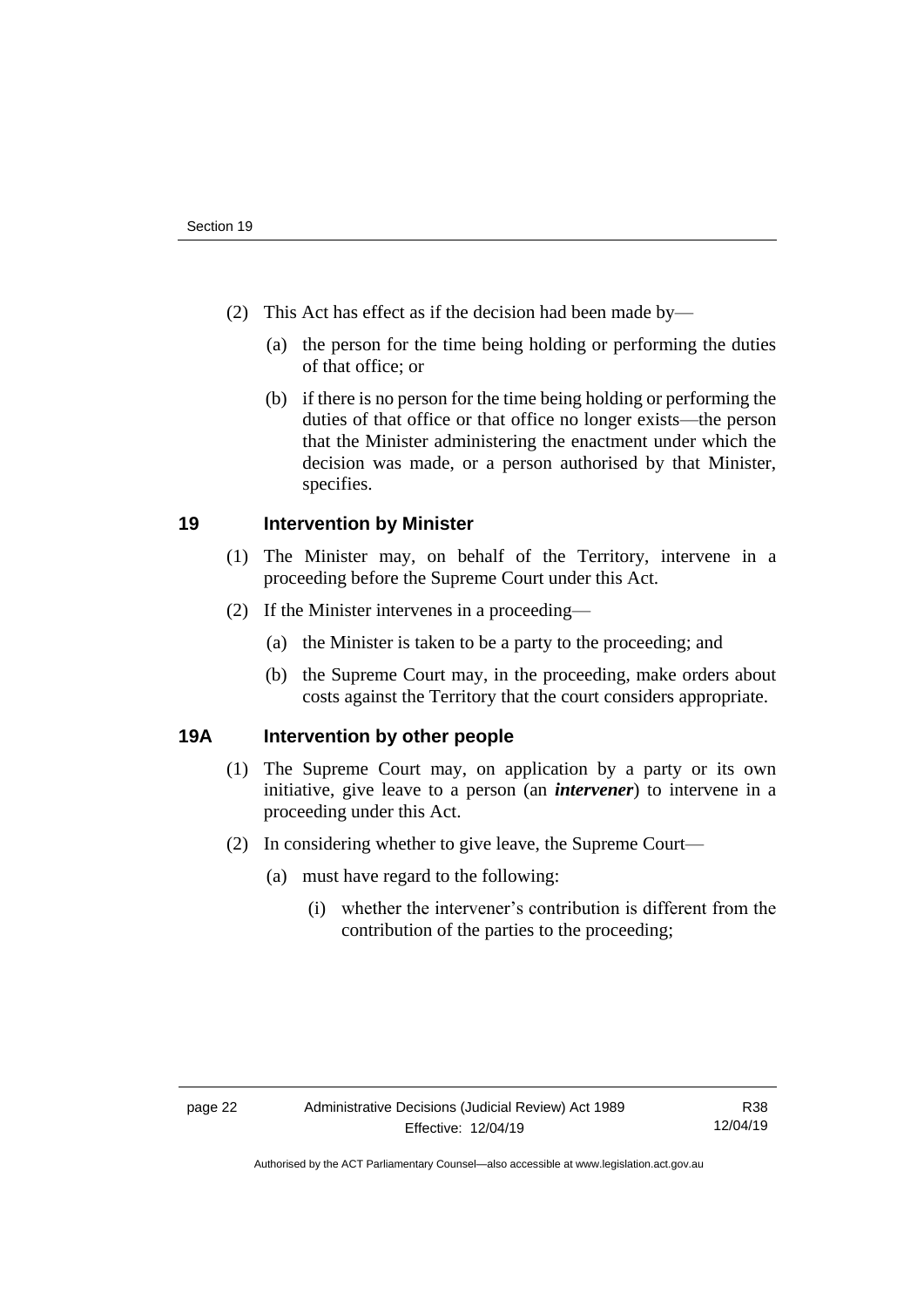(2) This Act has effect as if the decision had been made by—

(a) the person for the time being holding or performing the duties of that office; or

(b) if there is no person for the time being holding or performing the duties of that office or that office no longer exists—the person that the Minister administering the enactment under which the decision was made, or a person authorised by that Minister, specifies.

## 19 Intervention by Minister

(1) The Minister may, on behalf of the Territory, intervene in a proceeding before the Supreme Court under this Act.

(2) If the Minister intervenes in a proceeding—

(a) the Minister is taken to be a party to the proceeding; and

(b) the Supreme Court may, in the proceeding, make orders about costs against the Territory that the court considers appropriate.

## 19A Intervention by other people

(1) The Supreme Court may, on application by a party or its own initiative, give leave to a person (an ***intervener***) to intervene in a proceeding under this Act.

(2) In considering whether to give leave, the Supreme Court—

(a) must have regard to the following:

(i) whether the intervener's contribution is different from the contribution of the parties to the proceeding;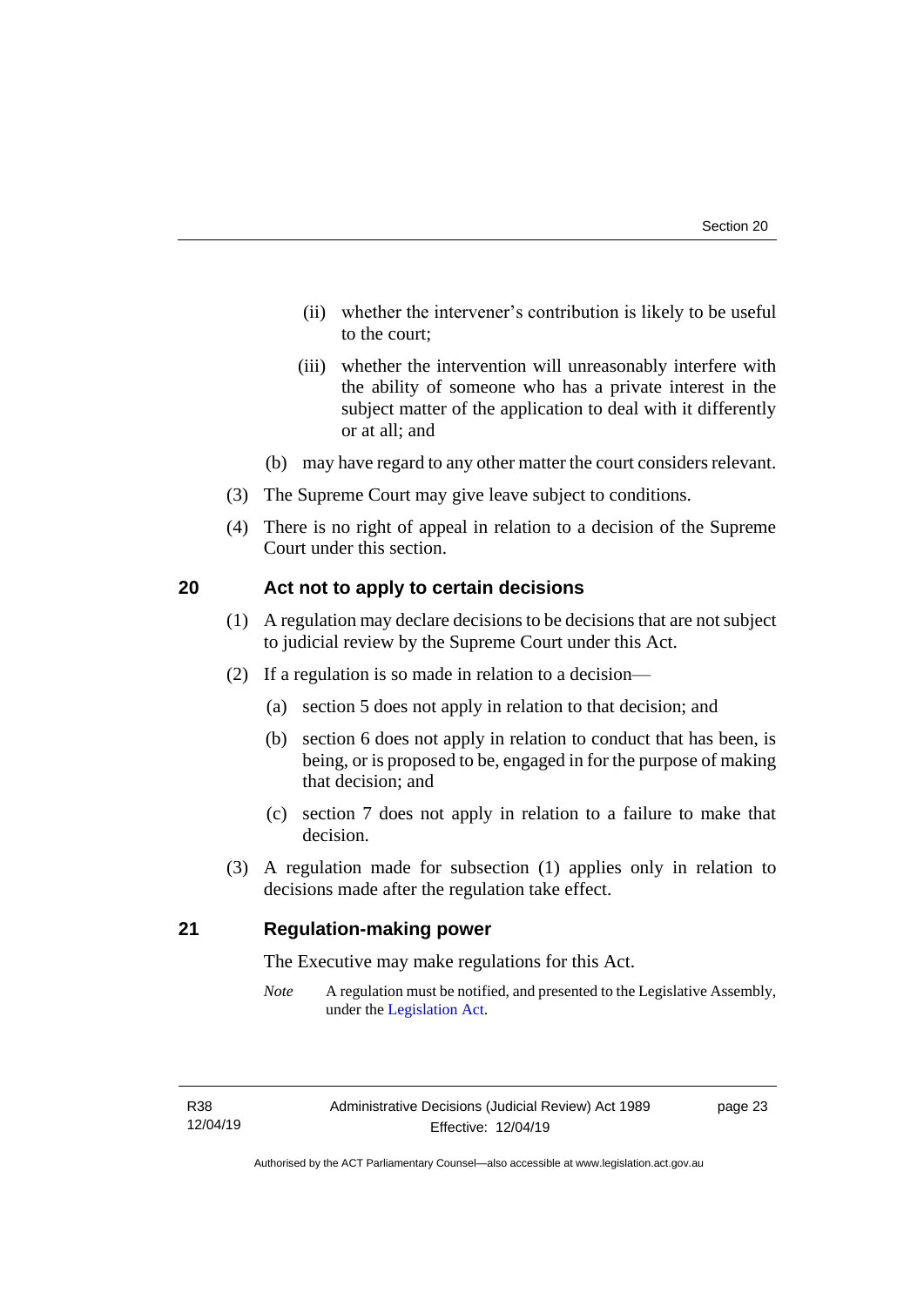(ii) whether the intervener's contribution is likely to be useful to the court;

(iii) whether the intervention will unreasonably interfere with the ability of someone who has a private interest in the subject matter of the application to deal with it differently or at all; and

(b) may have regard to any other matter the court considers relevant.

(3) The Supreme Court may give leave subject to conditions.

(4) There is no right of appeal in relation to a decision of the Supreme Court under this section.

## 20 Act not to apply to certain decisions

(1) A regulation may declare decisions to be decisions that are not subject to judicial review by the Supreme Court under this Act.

(2) If a regulation is so made in relation to a decision—

(a) section 5 does not apply in relation to that decision; and

(b) section 6 does not apply in relation to conduct that has been, is being, or is proposed to be, engaged in for the purpose of making that decision; and

(c) section 7 does not apply in relation to a failure to make that decision.

(3) A regulation made for subsection (1) applies only in relation to decisions made after the regulation take effect.

## 21 Regulation-making power

The Executive may make regulations for this Act.

*Note* A regulation must be notified, and presented to the Legislative Assembly, under the Legislation Act.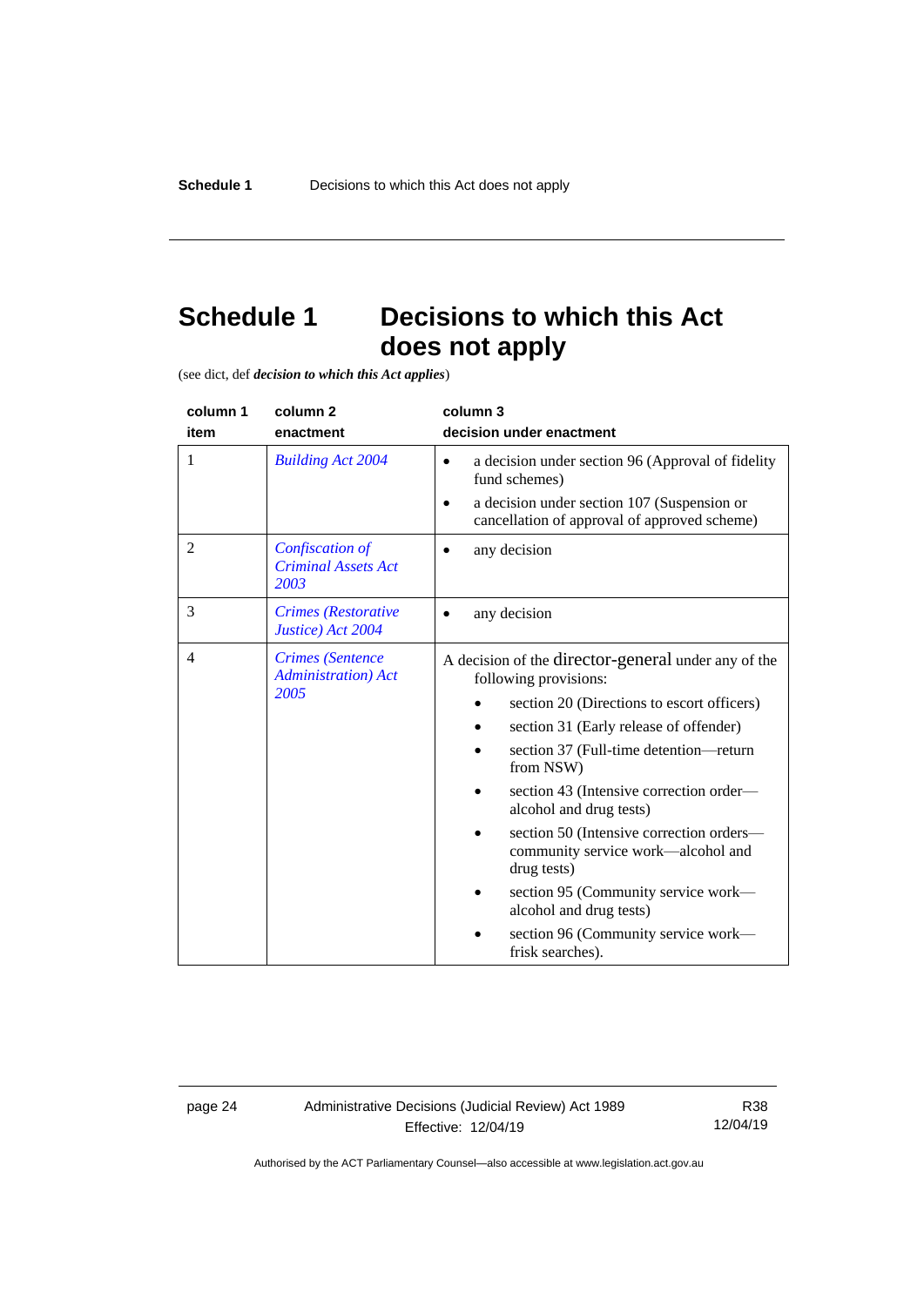# Schedule 1 Decisions to which this Act does not apply

(see dict, def ***decision to which this Act applies***)

| column 1<br>item | column 2<br>enactment | column 3<br>decision under enactment |
|---|---|---|
| 1 | *Building Act 2004* | • a decision under section 96 (Approval of fidelity fund schemes)<br>• a decision under section 107 (Suspension or cancellation of approval of approved scheme) |
| 2 | *Confiscation of Criminal Assets Act 2003* | • any decision |
| 3 | *Crimes (Restorative Justice) Act 2004* | • any decision |
| 4 | *Crimes (Sentence Administration) Act 2005* | A decision of the director-general under any of the following provisions:<br>• section 20 (Directions to escort officers)<br>• section 31 (Early release of offender)<br>• section 37 (Full-time detention—return from NSW)<br>• section 43 (Intensive correction order—alcohol and drug tests)<br>• section 50 (Intensive correction orders—community service work—alcohol and drug tests)<br>• section 95 (Community service work—alcohol and drug tests)<br>• section 96 (Community service work—frisk searches). |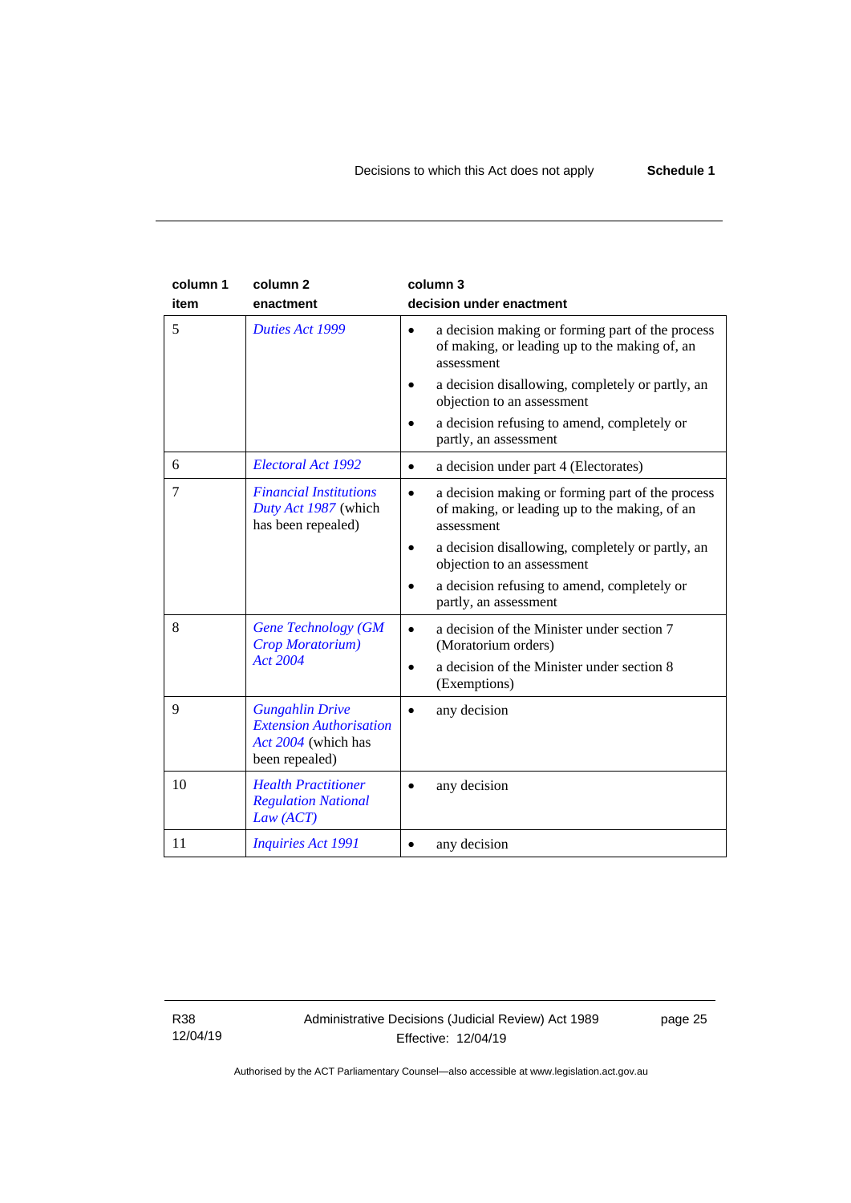| column 1<br>item | column 2<br>enactment | column 3<br>decision under enactment |
|---|---|---|
| 5 | *Duties Act 1999* | • a decision making or forming part of the process of making, or leading up to the making of, an assessment<br>• a decision disallowing, completely or partly, an objection to an assessment<br>• a decision refusing to amend, completely or partly, an assessment |
| 6 | *Electoral Act 1992* | • a decision under part 4 (Electorates) |
| 7 | *Financial Institutions Duty Act 1987* (which has been repealed) | • a decision making or forming part of the process of making, or leading up to the making, of an assessment<br>• a decision disallowing, completely or partly, an objection to an assessment<br>• a decision refusing to amend, completely or partly, an assessment |
| 8 | *Gene Technology (GM Crop Moratorium) Act 2004* | • a decision of the Minister under section 7 (Moratorium orders)<br>• a decision of the Minister under section 8 (Exemptions) |
| 9 | *Gungahlin Drive Extension Authorisation Act 2004* (which has been repealed) | • any decision |
| 10 | *Health Practitioner Regulation National Law (ACT)* | • any decision |
| 11 | *Inquiries Act 1991* | • any decision |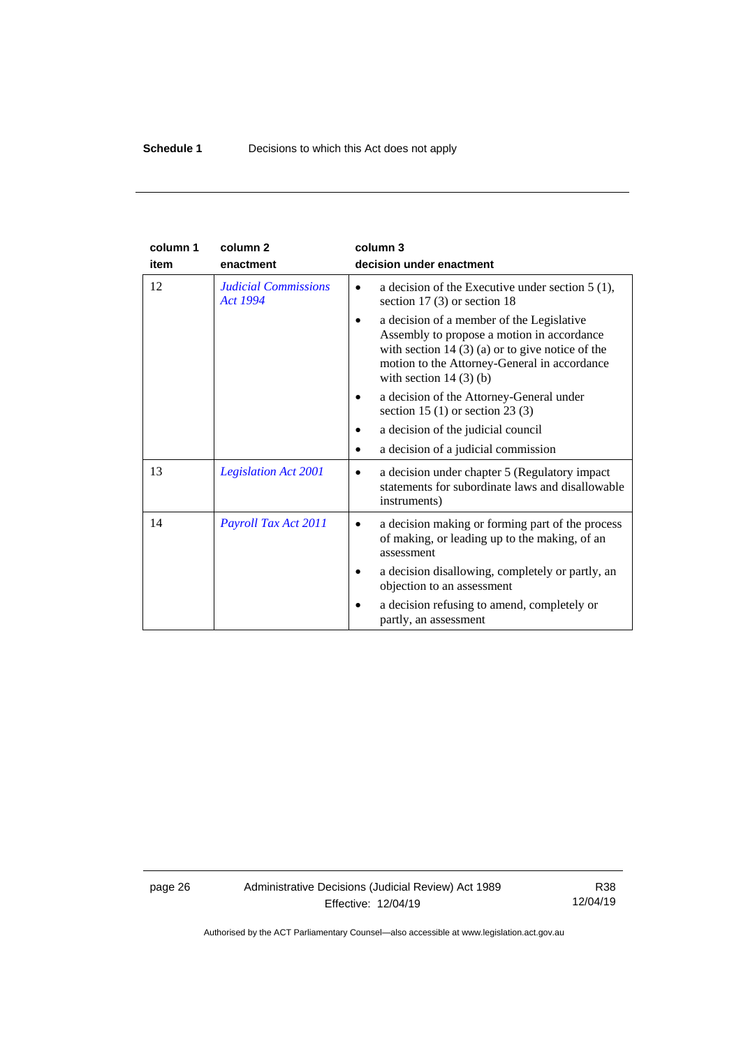| column 1 item | column 2 enactment | column 3 decision under enactment |
|---|---|---|
| 12 | *Judicial Commissions Act 1994* | • a decision of the Executive under section 5 (1), section 17 (3) or section 18<br>• a decision of a member of the Legislative Assembly to propose a motion in accordance with section 14 (3) (a) or to give notice of the motion to the Attorney-General in accordance with section 14 (3) (b)<br>• a decision of the Attorney-General under section 15 (1) or section 23 (3)<br>• a decision of the judicial council<br>• a decision of a judicial commission |
| 13 | *Legislation Act 2001* | • a decision under chapter 5 (Regulatory impact statements for subordinate laws and disallowable instruments) |
| 14 | *Payroll Tax Act 2011* | • a decision making or forming part of the process of making, or leading up to the making, of an assessment<br>• a decision disallowing, completely or partly, an objection to an assessment<br>• a decision refusing to amend, completely or partly, an assessment |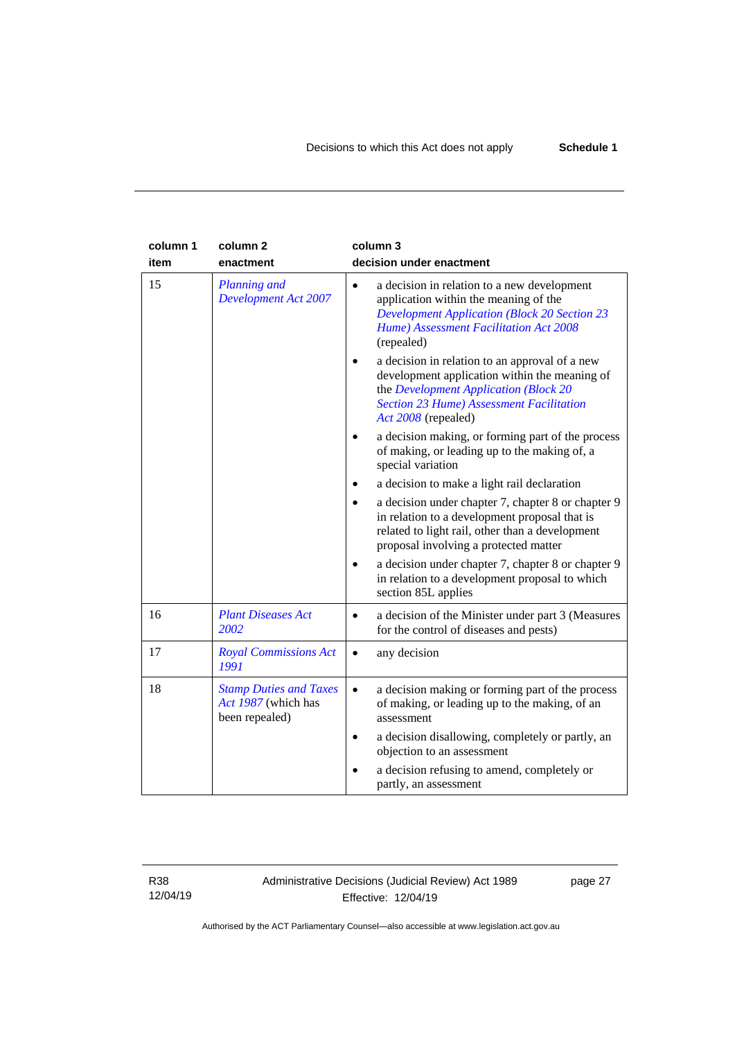| column 1 item | column 2 enactment | column 3 decision under enactment |
|---|---|---|
| 15 | *Planning and Development Act 2007* | • a decision in relation to a new development application within the meaning of the *Development Application (Block 20 Section 23 Hume) Assessment Facilitation Act 2008* (repealed)<br>• a decision in relation to an approval of a new development application within the meaning of the *Development Application (Block 20 Section 23 Hume) Assessment Facilitation Act 2008* (repealed)<br>• a decision making, or forming part of the process of making, or leading up to the making of, a special variation<br>• a decision to make a light rail declaration<br>• a decision under chapter 7, chapter 8 or chapter 9 in relation to a development proposal that is related to light rail, other than a development proposal involving a protected matter<br>• a decision under chapter 7, chapter 8 or chapter 9 in relation to a development proposal to which section 85L applies |
| 16 | *Plant Diseases Act 2002* | • a decision of the Minister under part 3 (Measures for the control of diseases and pests) |
| 17 | *Royal Commissions Act 1991* | • any decision |
| 18 | *Stamp Duties and Taxes Act 1987* (which has been repealed) | • a decision making or forming part of the process of making, or leading up to the making, of an assessment<br>• a decision disallowing, completely or partly, an objection to an assessment<br>• a decision refusing to amend, completely or partly, an assessment |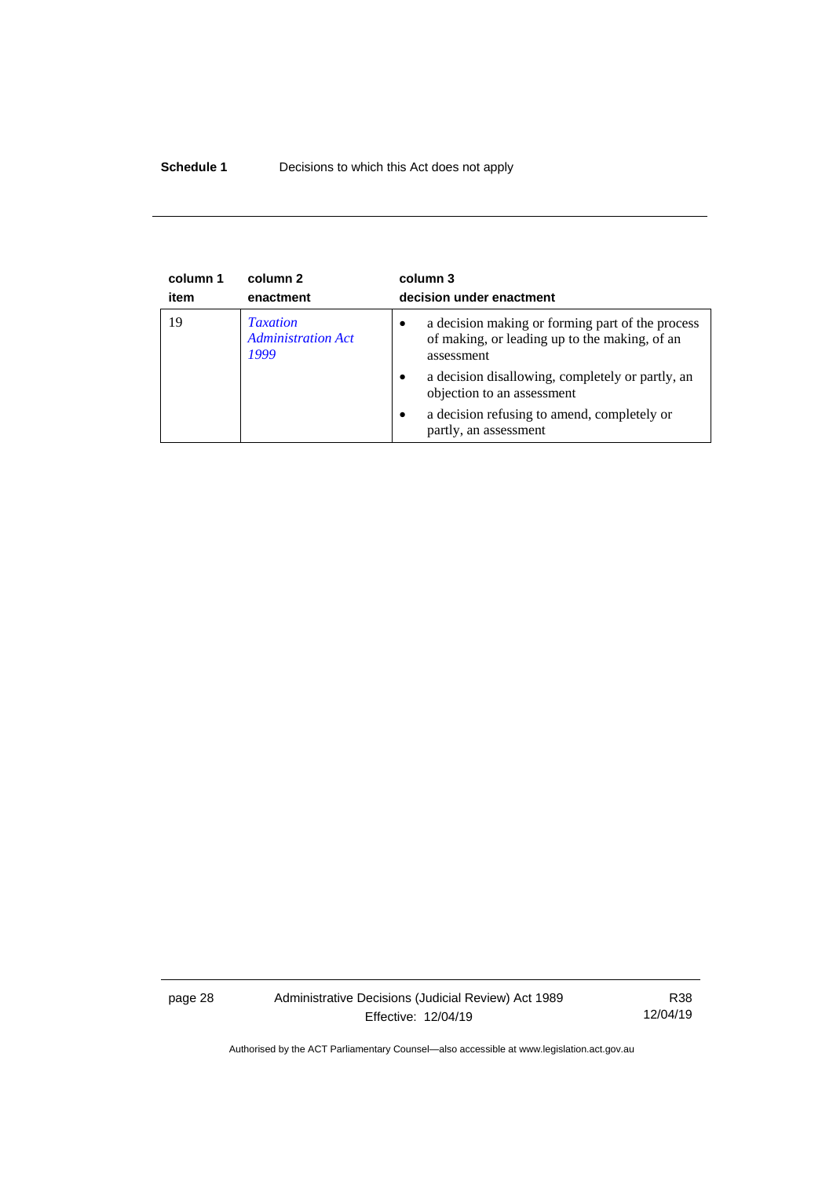| column 1 item | column 2 enactment | column 3 decision under enactment |
|---|---|---|
| 19 | *Taxation Administration Act 1999* | • a decision making or forming part of the process of making, or leading up to the making, of an assessment<br>• a decision disallowing, completely or partly, an objection to an assessment<br>• a decision refusing to amend, completely or partly, an assessment |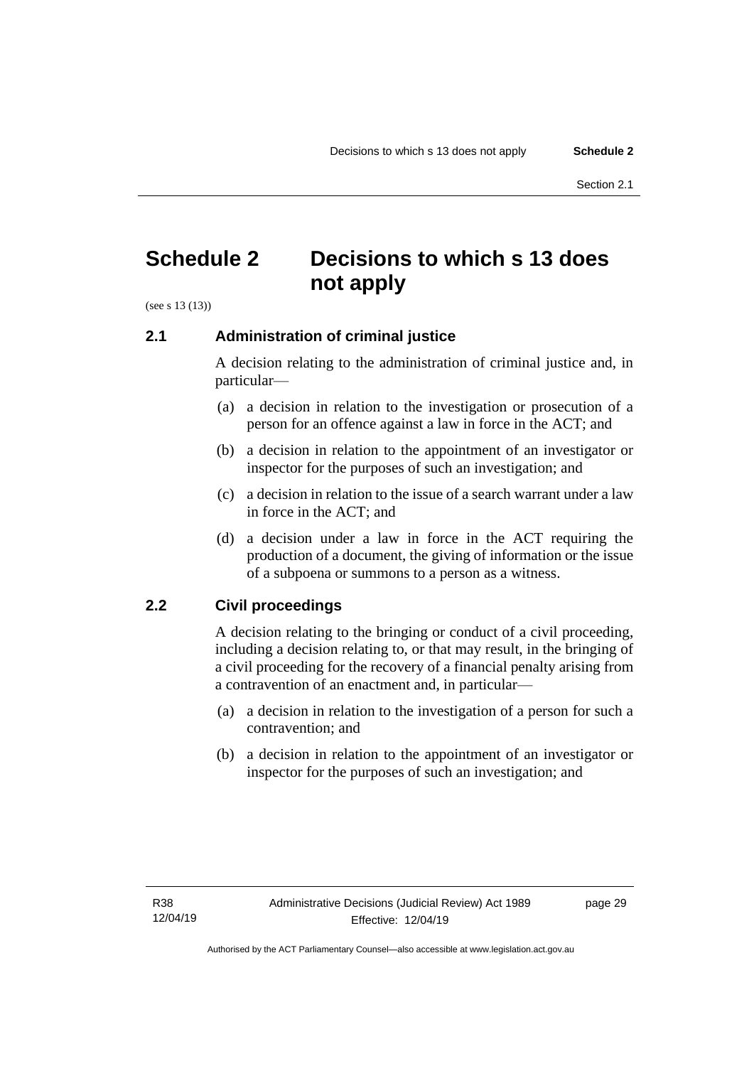# Schedule 2 Decisions to which s 13 does not apply

(see s 13 (13))

## 2.1 Administration of criminal justice

A decision relating to the administration of criminal justice and, in particular—

(a) a decision in relation to the investigation or prosecution of a person for an offence against a law in force in the ACT; and

(b) a decision in relation to the appointment of an investigator or inspector for the purposes of such an investigation; and

(c) a decision in relation to the issue of a search warrant under a law in force in the ACT; and

(d) a decision under a law in force in the ACT requiring the production of a document, the giving of information or the issue of a subpoena or summons to a person as a witness.

## 2.2 Civil proceedings

A decision relating to the bringing or conduct of a civil proceeding, including a decision relating to, or that may result, in the bringing of a civil proceeding for the recovery of a financial penalty arising from a contravention of an enactment and, in particular—

(a) a decision in relation to the investigation of a person for such a contravention; and

(b) a decision in relation to the appointment of an investigator or inspector for the purposes of such an investigation; and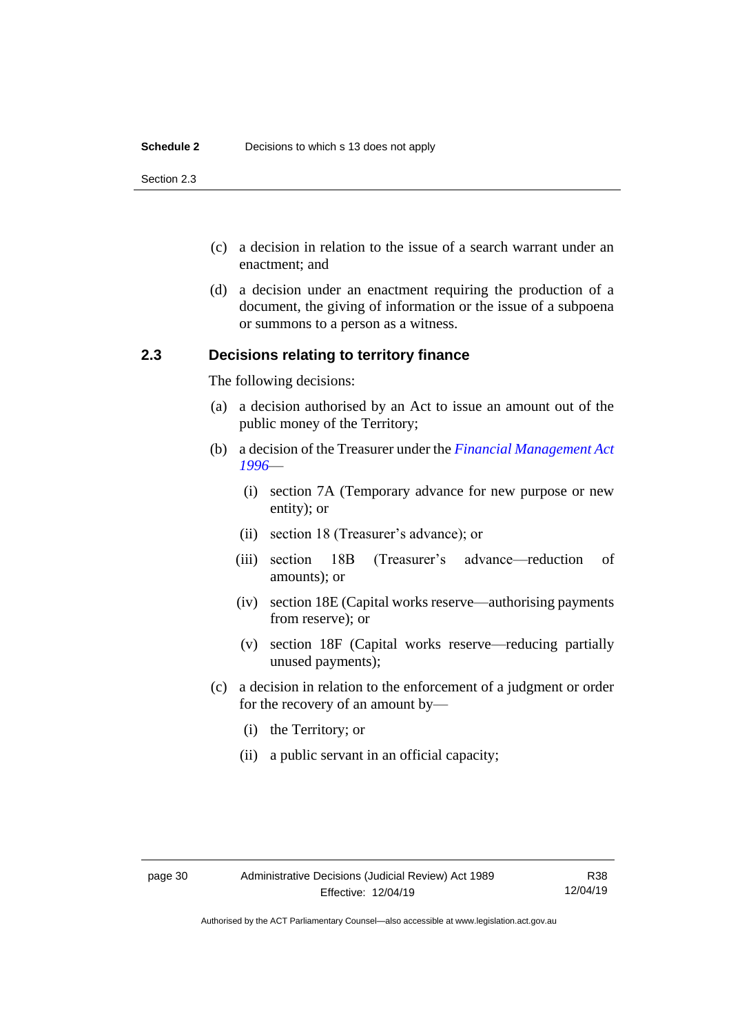(c) a decision in relation to the issue of a search warrant under an enactment; and

(d) a decision under an enactment requiring the production of a document, the giving of information or the issue of a subpoena or summons to a person as a witness.

### 2.3 Decisions relating to territory finance

The following decisions:

(a) a decision authorised by an Act to issue an amount out of the public money of the Territory;

(b) a decision of the Treasurer under the *Financial Management Act 1996*—

  (i) section 7A (Temporary advance for new purpose or new entity); or

  (ii) section 18 (Treasurer's advance); or

  (iii) section 18B (Treasurer's advance—reduction of amounts); or

  (iv) section 18E (Capital works reserve—authorising payments from reserve); or

  (v) section 18F (Capital works reserve—reducing partially unused payments);

(c) a decision in relation to the enforcement of a judgment or order for the recovery of an amount by—

  (i) the Territory; or

  (ii) a public servant in an official capacity;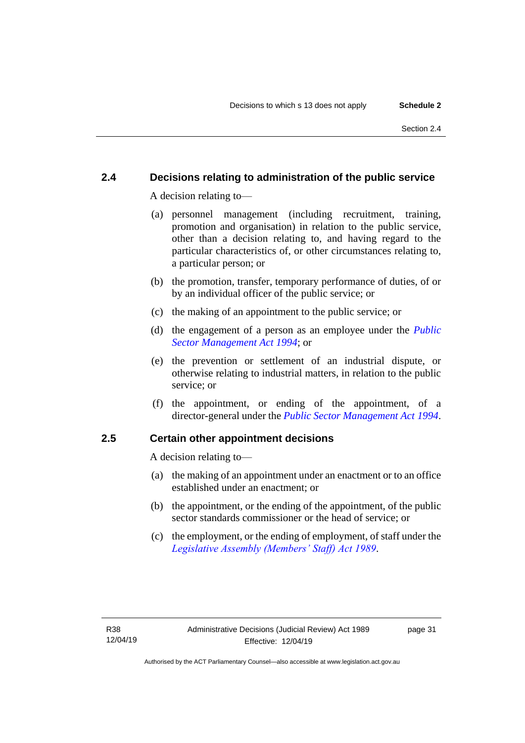### 2.4 Decisions relating to administration of the public service

A decision relating to—

(a) personnel management (including recruitment, training, promotion and organisation) in relation to the public service, other than a decision relating to, and having regard to the particular characteristics of, or other circumstances relating to, a particular person; or

(b) the promotion, transfer, temporary performance of duties, of or by an individual officer of the public service; or

(c) the making of an appointment to the public service; or

(d) the engagement of a person as an employee under the *Public Sector Management Act 1994*; or

(e) the prevention or settlement of an industrial dispute, or otherwise relating to industrial matters, in relation to the public service; or

(f) the appointment, or ending of the appointment, of a director-general under the *Public Sector Management Act 1994*.

### 2.5 Certain other appointment decisions

A decision relating to—

(a) the making of an appointment under an enactment or to an office established under an enactment; or

(b) the appointment, or the ending of the appointment, of the public sector standards commissioner or the head of service; or

(c) the employment, or the ending of employment, of staff under the *Legislative Assembly (Members' Staff) Act 1989*.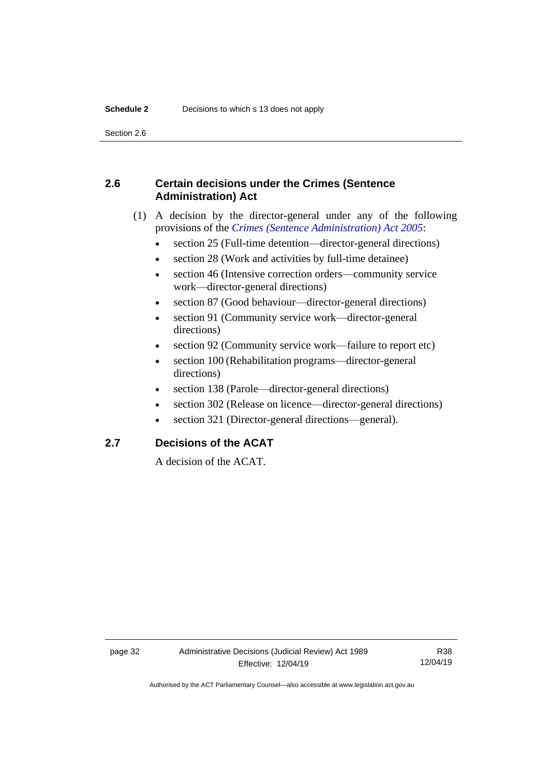## 2.6 Certain decisions under the Crimes (Sentence Administration) Act

(1) A decision by the director-general under any of the following provisions of the *Crimes (Sentence Administration) Act 2005*:

- section 25 (Full-time detention—director-general directions)
- section 28 (Work and activities by full-time detainee)
- section 46 (Intensive correction orders—community service work—director-general directions)
- section 87 (Good behaviour—director-general directions)
- section 91 (Community service work—director-general directions)
- section 92 (Community service work—failure to report etc)
- section 100 (Rehabilitation programs—director-general directions)
- section 138 (Parole—director-general directions)
- section 302 (Release on licence—director-general directions)
- section 321 (Director-general directions—general).

## 2.7 Decisions of the ACAT

A decision of the ACAT.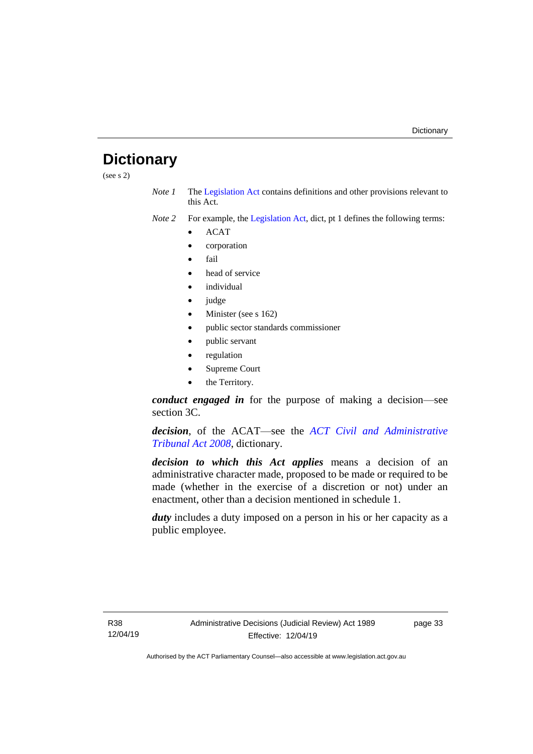# Dictionary

(see s 2)

*Note 1* The Legislation Act contains definitions and other provisions relevant to this Act.

*Note 2* For example, the Legislation Act, dict, pt 1 defines the following terms:

- ACAT
- corporation
- fail
- head of service
- individual
- judge
- Minister (see s 162)
- public sector standards commissioner
- public servant
- regulation
- Supreme Court
- the Territory.

***conduct engaged in*** for the purpose of making a decision—see section 3C.

***decision***, of the ACAT—see the *ACT Civil and Administrative Tribunal Act 2008*, dictionary.

***decision to which this Act applies*** means a decision of an administrative character made, proposed to be made or required to be made (whether in the exercise of a discretion or not) under an enactment, other than a decision mentioned in schedule 1.

***duty*** includes a duty imposed on a person in his or her capacity as a public employee.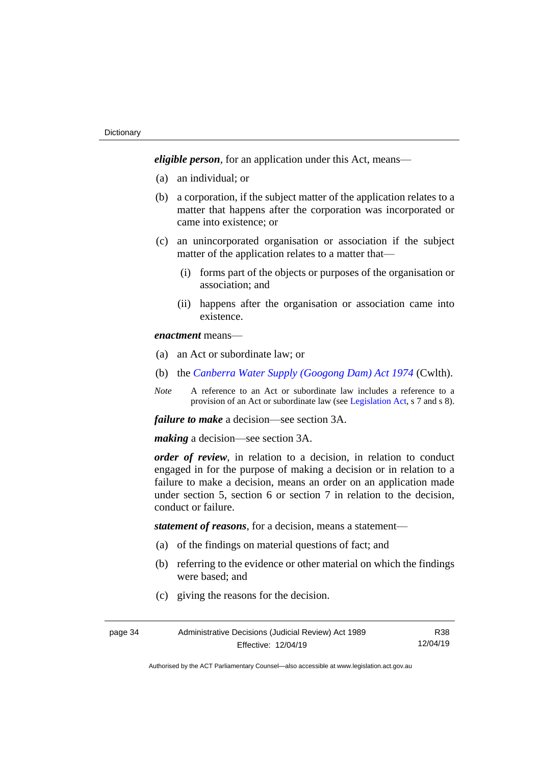***eligible person***, for an application under this Act, means—

(a) an individual; or

(b) a corporation, if the subject matter of the application relates to a matter that happens after the corporation was incorporated or came into existence; or

(c) an unincorporated organisation or association if the subject matter of the application relates to a matter that—

 (i) forms part of the objects or purposes of the organisation or association; and

 (ii) happens after the organisation or association came into existence.

***enactment*** means—

(a) an Act or subordinate law; or

(b) the *Canberra Water Supply (Googong Dam) Act 1974* (Cwlth).

*Note* A reference to an Act or subordinate law includes a reference to a provision of an Act or subordinate law (see Legislation Act, s 7 and s 8).

***failure to make*** a decision—see section 3A.

***making*** a decision—see section 3A.

***order of review***, in relation to a decision, in relation to conduct engaged in for the purpose of making a decision or in relation to a failure to make a decision, means an order on an application made under section 5, section 6 or section 7 in relation to the decision, conduct or failure.

***statement of reasons***, for a decision, means a statement—

(a) of the findings on material questions of fact; and

(b) referring to the evidence or other material on which the findings were based; and

(c) giving the reasons for the decision.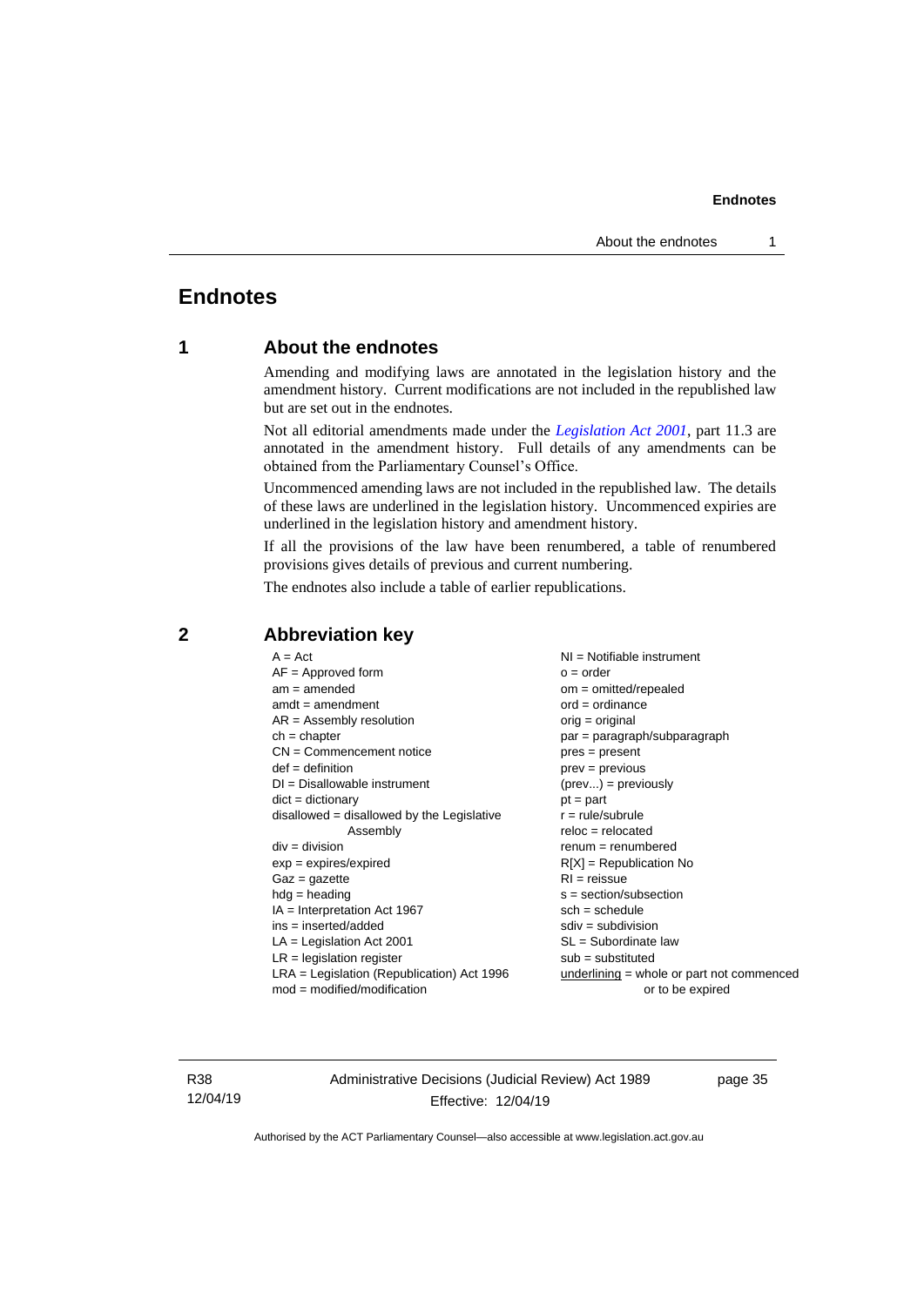# Endnotes

## 1 About the endnotes

Amending and modifying laws are annotated in the legislation history and the amendment history. Current modifications are not included in the republished law but are set out in the endnotes.

Not all editorial amendments made under the *Legislation Act 2001*, part 11.3 are annotated in the amendment history. Full details of any amendments can be obtained from the Parliamentary Counsel's Office.

Uncommenced amending laws are not included in the republished law. The details of these laws are underlined in the legislation history. Uncommenced expiries are underlined in the legislation history and amendment history.

If all the provisions of the law have been renumbered, a table of renumbered provisions gives details of previous and current numbering.

The endnotes also include a table of earlier republications.

## 2 Abbreviation key

A = Act
AF = Approved form
am = amended
amdt = amendment
AR = Assembly resolution
ch = chapter
CN = Commencement notice
def = definition
DI = Disallowable instrument
dict = dictionary
disallowed = disallowed by the Legislative Assembly
div = division
exp = expires/expired
Gaz = gazette
hdg = heading
IA = Interpretation Act 1967
ins = inserted/added
LA = Legislation Act 2001
LR = legislation register
LRA = Legislation (Republication) Act 1996
mod = modified/modification
NI = Notifiable instrument
o = order
om = omitted/repealed
ord = ordinance
orig = original
par = paragraph/subparagraph
pres = present
prev = previous
(prev...) = previously
pt = part
r = rule/subrule
reloc = relocated
renum = renumbered
R[X] = Republication No
RI = reissue
s = section/subsection
sch = schedule
sdiv = subdivision
SL = Subordinate law
sub = substituted
underlining = whole or part not commenced or to be expired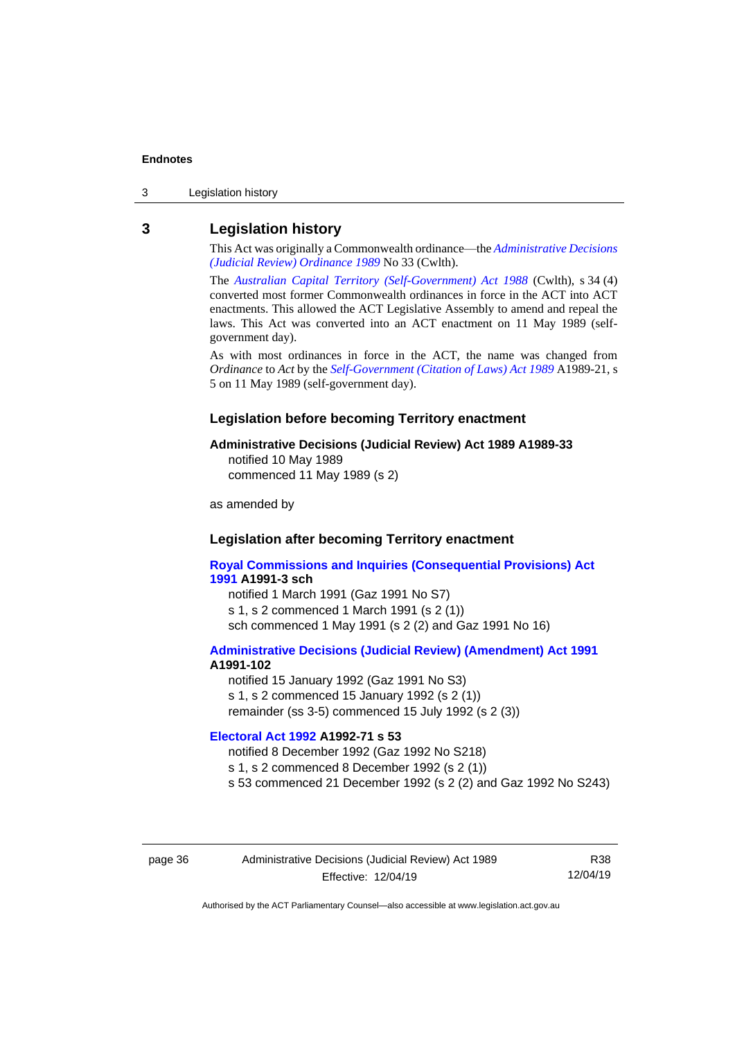## 3 Legislation history

This Act was originally a Commonwealth ordinance—the *Administrative Decisions (Judicial Review) Ordinance 1989* No 33 (Cwlth).

The *Australian Capital Territory (Self-Government) Act 1988* (Cwlth), s 34 (4) converted most former Commonwealth ordinances in force in the ACT into ACT enactments. This allowed the ACT Legislative Assembly to amend and repeal the laws. This Act was converted into an ACT enactment on 11 May 1989 (self-government day).

As with most ordinances in force in the ACT, the name was changed from *Ordinance* to *Act* by the *Self-Government (Citation of Laws) Act 1989* A1989-21, s 5 on 11 May 1989 (self-government day).

### Legislation before becoming Territory enactment

**Administrative Decisions (Judicial Review) Act 1989 A1989-33**
notified 10 May 1989
commenced 11 May 1989 (s 2)

as amended by

### Legislation after becoming Territory enactment

**Royal Commissions and Inquiries (Consequential Provisions) Act 1991 A1991-3 sch**
notified 1 March 1991 (Gaz 1991 No S7)
s 1, s 2 commenced 1 March 1991 (s 2 (1))
sch commenced 1 May 1991 (s 2 (2) and Gaz 1991 No 16)

**Administrative Decisions (Judicial Review) (Amendment) Act 1991 A1991-102**
notified 15 January 1992 (Gaz 1991 No S3)
s 1, s 2 commenced 15 January 1992 (s 2 (1))
remainder (ss 3-5) commenced 15 July 1992 (s 2 (3))

**Electoral Act 1992 A1992-71 s 53**
notified 8 December 1992 (Gaz 1992 No S218)
s 1, s 2 commenced 8 December 1992 (s 2 (1))
s 53 commenced 21 December 1992 (s 2 (2) and Gaz 1992 No S243)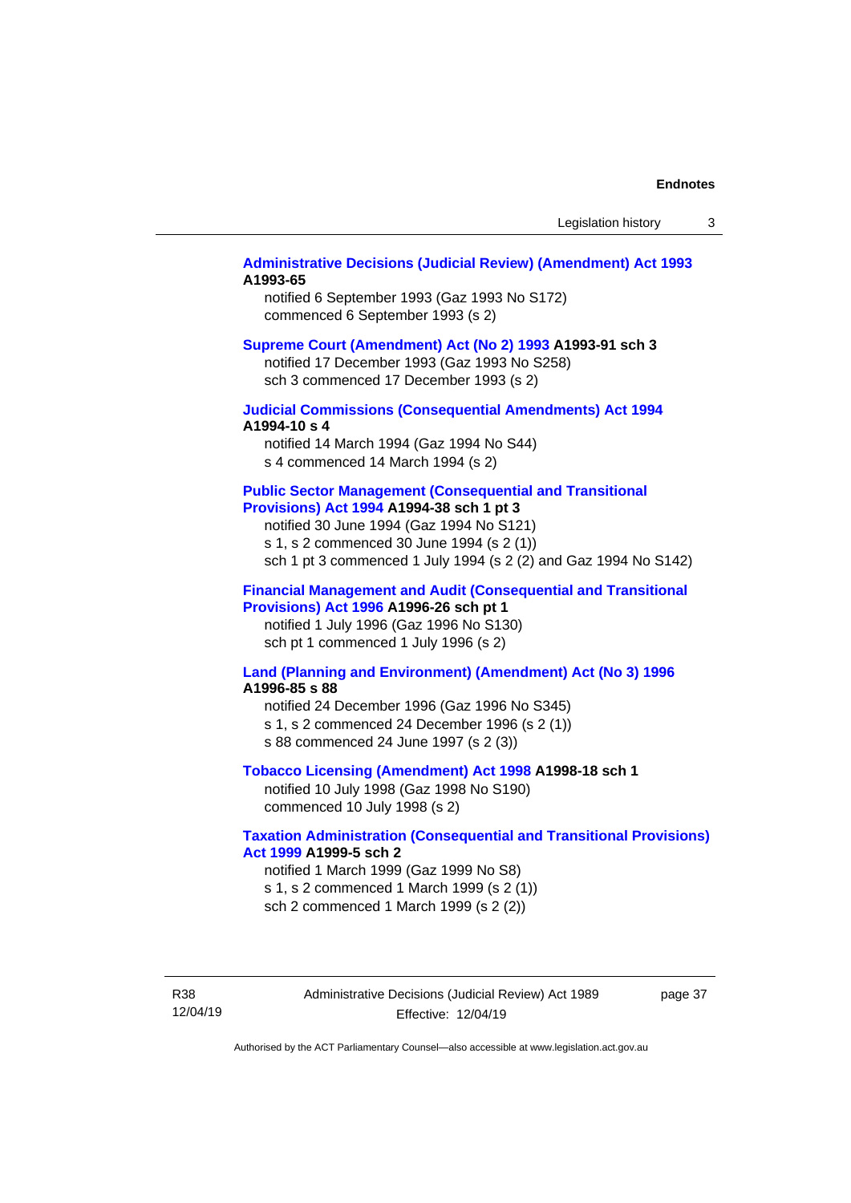**Administrative Decisions (Judicial Review) (Amendment) Act 1993 A1993-65**

notified 6 September 1993 (Gaz 1993 No S172)
commenced 6 September 1993 (s 2)

**Supreme Court (Amendment) Act (No 2) 1993 A1993-91 sch 3**

notified 17 December 1993 (Gaz 1993 No S258)
sch 3 commenced 17 December 1993 (s 2)

**Judicial Commissions (Consequential Amendments) Act 1994 A1994-10 s 4**

notified 14 March 1994 (Gaz 1994 No S44)
s 4 commenced 14 March 1994 (s 2)

**Public Sector Management (Consequential and Transitional Provisions) Act 1994 A1994-38 sch 1 pt 3**

notified 30 June 1994 (Gaz 1994 No S121)
s 1, s 2 commenced 30 June 1994 (s 2 (1))
sch 1 pt 3 commenced 1 July 1994 (s 2 (2) and Gaz 1994 No S142)

**Financial Management and Audit (Consequential and Transitional Provisions) Act 1996 A1996-26 sch pt 1**

notified 1 July 1996 (Gaz 1996 No S130)
sch pt 1 commenced 1 July 1996 (s 2)

**Land (Planning and Environment) (Amendment) Act (No 3) 1996 A1996-85 s 88**

notified 24 December 1996 (Gaz 1996 No S345)
s 1, s 2 commenced 24 December 1996 (s 2 (1))
s 88 commenced 24 June 1997 (s 2 (3))

**Tobacco Licensing (Amendment) Act 1998 A1998-18 sch 1**

notified 10 July 1998 (Gaz 1998 No S190)
commenced 10 July 1998 (s 2)

**Taxation Administration (Consequential and Transitional Provisions) Act 1999 A1999-5 sch 2**

notified 1 March 1999 (Gaz 1999 No S8)
s 1, s 2 commenced 1 March 1999 (s 2 (1))
sch 2 commenced 1 March 1999 (s 2 (2))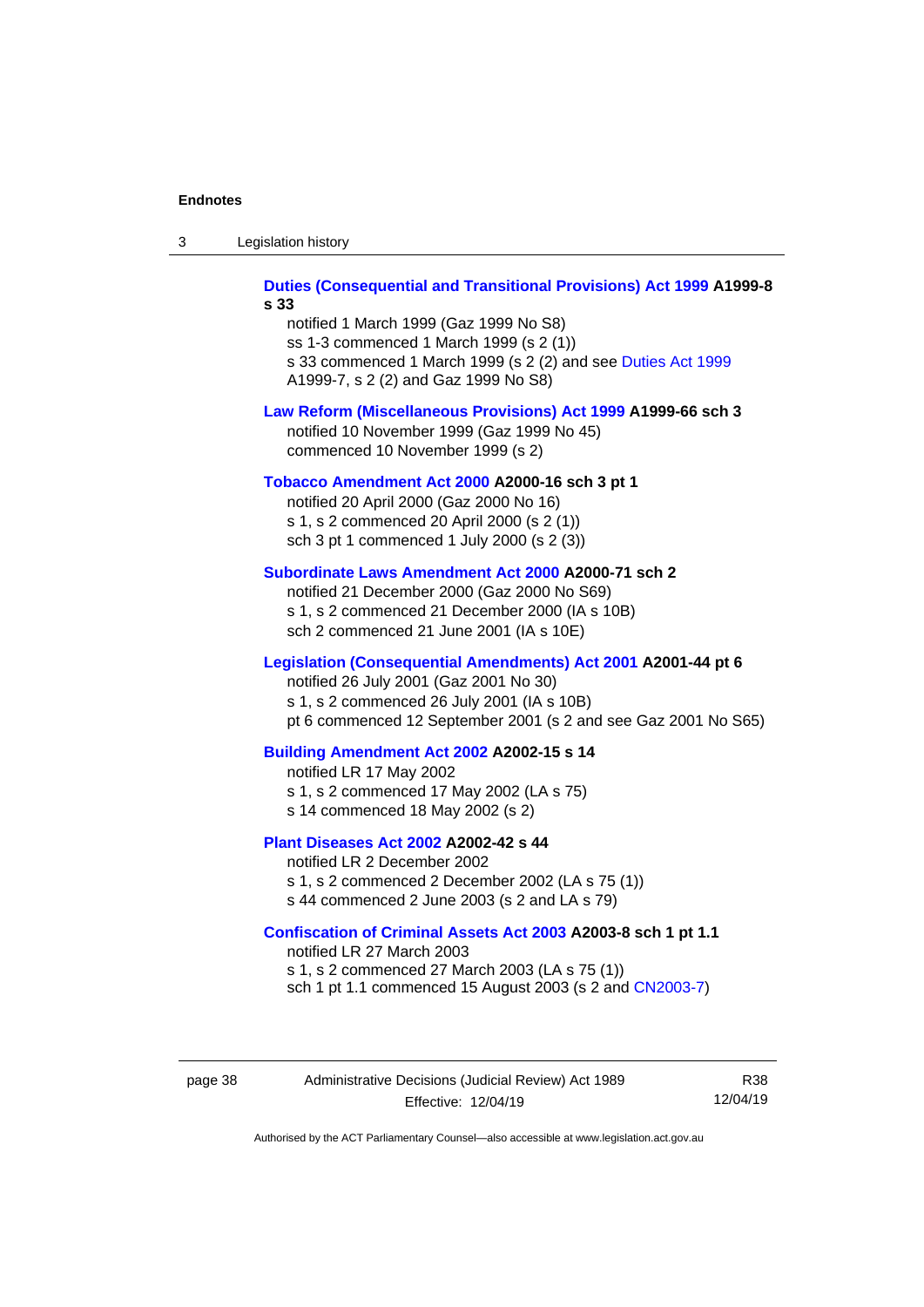**Duties (Consequential and Transitional Provisions) Act 1999 A1999-8 s 33**

notified 1 March 1999 (Gaz 1999 No S8)
ss 1-3 commenced 1 March 1999 (s 2 (1))
s 33 commenced 1 March 1999 (s 2 (2) and see Duties Act 1999 A1999-7, s 2 (2) and Gaz 1999 No S8)

**Law Reform (Miscellaneous Provisions) Act 1999 A1999-66 sch 3**

notified 10 November 1999 (Gaz 1999 No 45)
commenced 10 November 1999 (s 2)

**Tobacco Amendment Act 2000 A2000-16 sch 3 pt 1**

notified 20 April 2000 (Gaz 2000 No 16)
s 1, s 2 commenced 20 April 2000 (s 2 (1))
sch 3 pt 1 commenced 1 July 2000 (s 2 (3))

**Subordinate Laws Amendment Act 2000 A2000-71 sch 2**

notified 21 December 2000 (Gaz 2000 No S69)
s 1, s 2 commenced 21 December 2000 (IA s 10B)
sch 2 commenced 21 June 2001 (IA s 10E)

**Legislation (Consequential Amendments) Act 2001 A2001-44 pt 6**

notified 26 July 2001 (Gaz 2001 No 30)
s 1, s 2 commenced 26 July 2001 (IA s 10B)
pt 6 commenced 12 September 2001 (s 2 and see Gaz 2001 No S65)

**Building Amendment Act 2002 A2002-15 s 14**

notified LR 17 May 2002
s 1, s 2 commenced 17 May 2002 (LA s 75)
s 14 commenced 18 May 2002 (s 2)

**Plant Diseases Act 2002 A2002-42 s 44**

notified LR 2 December 2002
s 1, s 2 commenced 2 December 2002 (LA s 75 (1))
s 44 commenced 2 June 2003 (s 2 and LA s 79)

**Confiscation of Criminal Assets Act 2003 A2003-8 sch 1 pt 1.1**

notified LR 27 March 2003
s 1, s 2 commenced 27 March 2003 (LA s 75 (1))
sch 1 pt 1.1 commenced 15 August 2003 (s 2 and CN2003-7)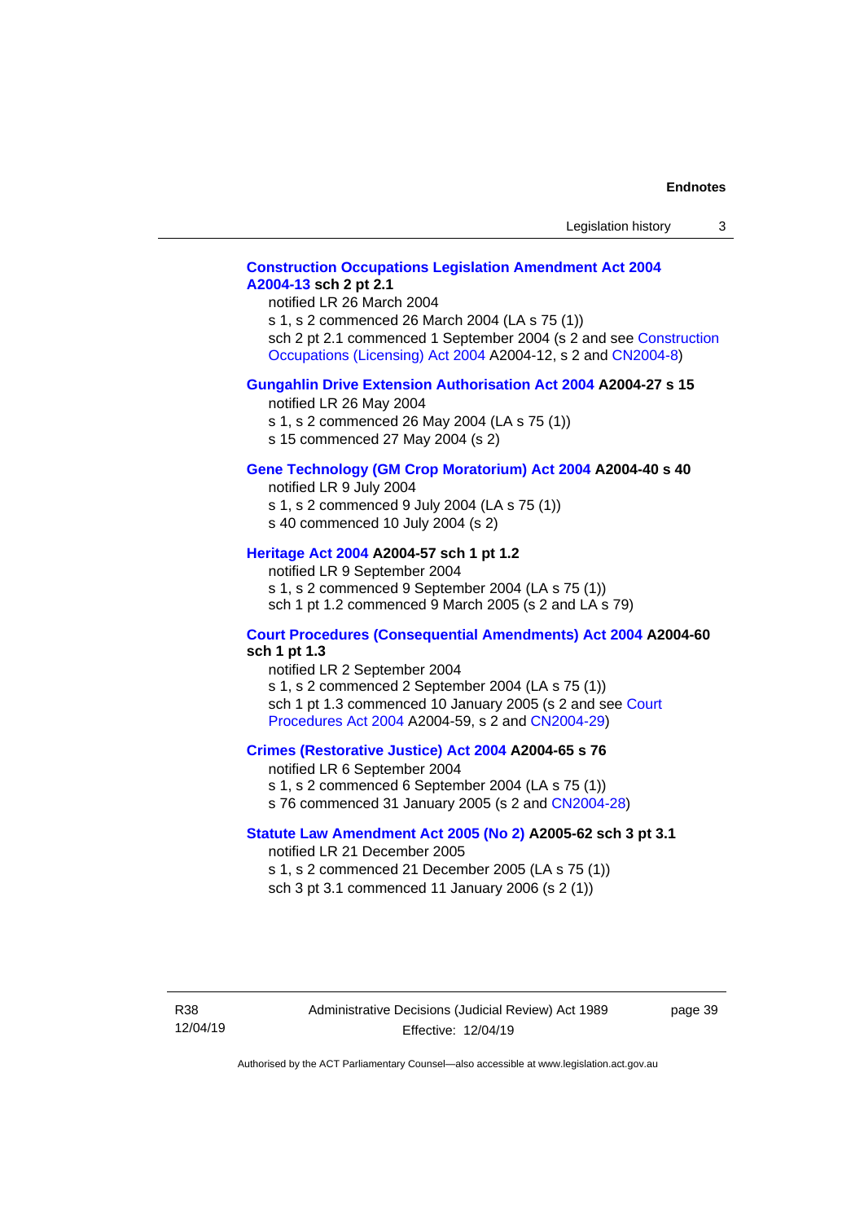**Construction Occupations Legislation Amendment Act 2004 A2004-13 sch 2 pt 2.1**

notified LR 26 March 2004

s 1, s 2 commenced 26 March 2004 (LA s 75 (1))

sch 2 pt 2.1 commenced 1 September 2004 (s 2 and see Construction Occupations (Licensing) Act 2004 A2004-12, s 2 and CN2004-8)

**Gungahlin Drive Extension Authorisation Act 2004 A2004-27 s 15**

notified LR 26 May 2004

s 1, s 2 commenced 26 May 2004 (LA s 75 (1))

s 15 commenced 27 May 2004 (s 2)

**Gene Technology (GM Crop Moratorium) Act 2004 A2004-40 s 40**

notified LR 9 July 2004

s 1, s 2 commenced 9 July 2004 (LA s 75 (1))

s 40 commenced 10 July 2004 (s 2)

**Heritage Act 2004 A2004-57 sch 1 pt 1.2**

notified LR 9 September 2004

s 1, s 2 commenced 9 September 2004 (LA s 75 (1))

sch 1 pt 1.2 commenced 9 March 2005 (s 2 and LA s 79)

**Court Procedures (Consequential Amendments) Act 2004 A2004-60 sch 1 pt 1.3**

notified LR 2 September 2004

s 1, s 2 commenced 2 September 2004 (LA s 75 (1))

sch 1 pt 1.3 commenced 10 January 2005 (s 2 and see Court Procedures Act 2004 A2004-59, s 2 and CN2004-29)

**Crimes (Restorative Justice) Act 2004 A2004-65 s 76**

notified LR 6 September 2004

s 1, s 2 commenced 6 September 2004 (LA s 75 (1))

s 76 commenced 31 January 2005 (s 2 and CN2004-28)

**Statute Law Amendment Act 2005 (No 2) A2005-62 sch 3 pt 3.1**

notified LR 21 December 2005

s 1, s 2 commenced 21 December 2005 (LA s 75 (1))

sch 3 pt 3.1 commenced 11 January 2006 (s 2 (1))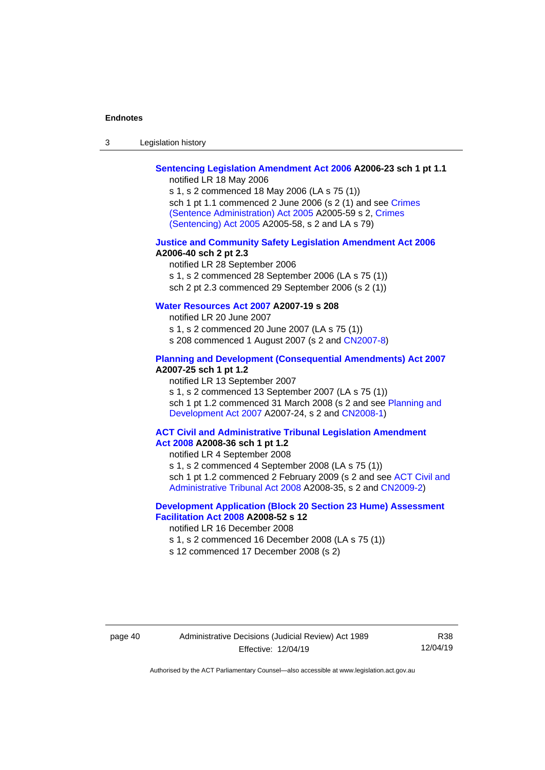**Sentencing Legislation Amendment Act 2006 A2006-23 sch 1 pt 1.1**

notified LR 18 May 2006

s 1, s 2 commenced 18 May 2006 (LA s 75 (1))

sch 1 pt 1.1 commenced 2 June 2006 (s 2 (1) and see Crimes (Sentence Administration) Act 2005 A2005-59 s 2, Crimes (Sentencing) Act 2005 A2005-58, s 2 and LA s 79)

**Justice and Community Safety Legislation Amendment Act 2006 A2006-40 sch 2 pt 2.3**

notified LR 28 September 2006

s 1, s 2 commenced 28 September 2006 (LA s 75 (1))

sch 2 pt 2.3 commenced 29 September 2006 (s 2 (1))

**Water Resources Act 2007 A2007-19 s 208**

notified LR 20 June 2007

s 1, s 2 commenced 20 June 2007 (LA s 75 (1))

s 208 commenced 1 August 2007 (s 2 and CN2007-8)

**Planning and Development (Consequential Amendments) Act 2007 A2007-25 sch 1 pt 1.2**

notified LR 13 September 2007

s 1, s 2 commenced 13 September 2007 (LA s 75 (1))

sch 1 pt 1.2 commenced 31 March 2008 (s 2 and see Planning and Development Act 2007 A2007-24, s 2 and CN2008-1)

**ACT Civil and Administrative Tribunal Legislation Amendment Act 2008 A2008-36 sch 1 pt 1.2**

notified LR 4 September 2008

s 1, s 2 commenced 4 September 2008 (LA s 75 (1))

sch 1 pt 1.2 commenced 2 February 2009 (s 2 and see ACT Civil and Administrative Tribunal Act 2008 A2008-35, s 2 and CN2009-2)

**Development Application (Block 20 Section 23 Hume) Assessment Facilitation Act 2008 A2008-52 s 12**

notified LR 16 December 2008

s 1, s 2 commenced 16 December 2008 (LA s 75 (1))

s 12 commenced 17 December 2008 (s 2)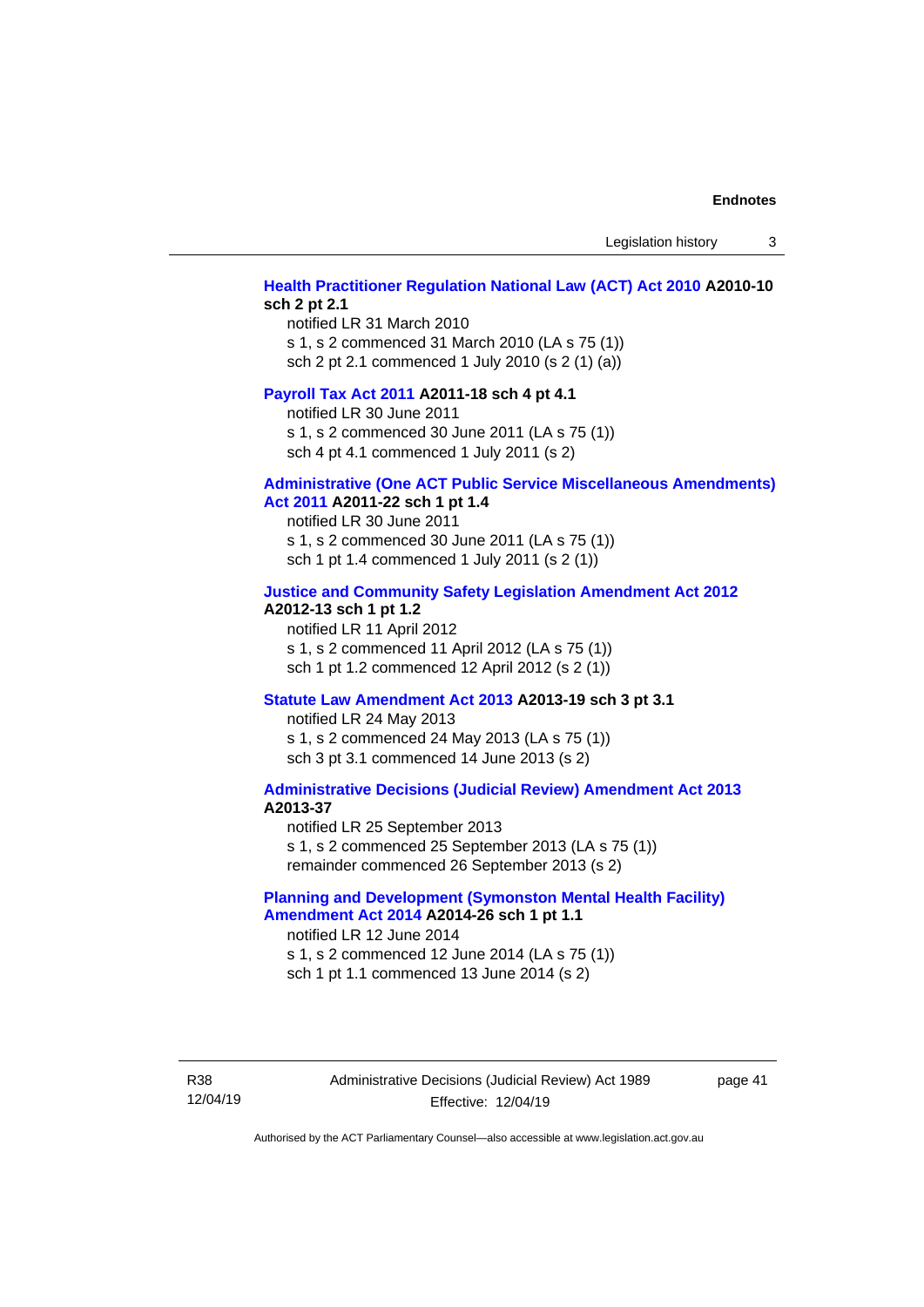**Health Practitioner Regulation National Law (ACT) Act 2010 A2010-10 sch 2 pt 2.1**

notified LR 31 March 2010
s 1, s 2 commenced 31 March 2010 (LA s 75 (1))
sch 2 pt 2.1 commenced 1 July 2010 (s 2 (1) (a))

**Payroll Tax Act 2011 A2011-18 sch 4 pt 4.1**

notified LR 30 June 2011
s 1, s 2 commenced 30 June 2011 (LA s 75 (1))
sch 4 pt 4.1 commenced 1 July 2011 (s 2)

**Administrative (One ACT Public Service Miscellaneous Amendments) Act 2011 A2011-22 sch 1 pt 1.4**

notified LR 30 June 2011
s 1, s 2 commenced 30 June 2011 (LA s 75 (1))
sch 1 pt 1.4 commenced 1 July 2011 (s 2 (1))

**Justice and Community Safety Legislation Amendment Act 2012 A2012-13 sch 1 pt 1.2**

notified LR 11 April 2012
s 1, s 2 commenced 11 April 2012 (LA s 75 (1))
sch 1 pt 1.2 commenced 12 April 2012 (s 2 (1))

**Statute Law Amendment Act 2013 A2013-19 sch 3 pt 3.1**

notified LR 24 May 2013
s 1, s 2 commenced 24 May 2013 (LA s 75 (1))
sch 3 pt 3.1 commenced 14 June 2013 (s 2)

**Administrative Decisions (Judicial Review) Amendment Act 2013 A2013-37**

notified LR 25 September 2013
s 1, s 2 commenced 25 September 2013 (LA s 75 (1))
remainder commenced 26 September 2013 (s 2)

**Planning and Development (Symonston Mental Health Facility) Amendment Act 2014 A2014-26 sch 1 pt 1.1**

notified LR 12 June 2014
s 1, s 2 commenced 12 June 2014 (LA s 75 (1))
sch 1 pt 1.1 commenced 13 June 2014 (s 2)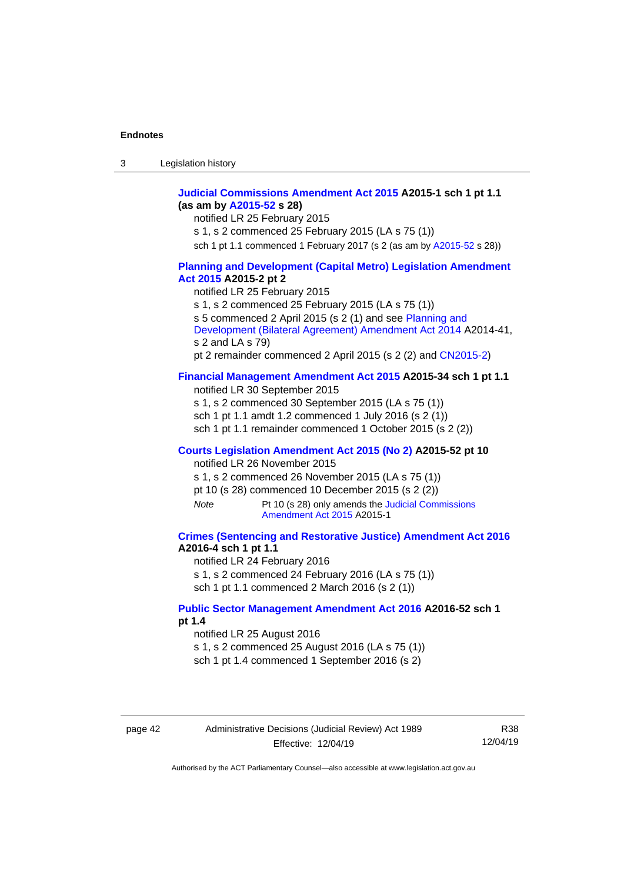**Judicial Commissions Amendment Act 2015 A2015-1 sch 1 pt 1.1 (as am by A2015-52 s 28)**

notified LR 25 February 2015

s 1, s 2 commenced 25 February 2015 (LA s 75 (1))

sch 1 pt 1.1 commenced 1 February 2017 (s 2 (as am by A2015-52 s 28))

**Planning and Development (Capital Metro) Legislation Amendment Act 2015 A2015-2 pt 2**

notified LR 25 February 2015

s 1, s 2 commenced 25 February 2015 (LA s 75 (1))

s 5 commenced 2 April 2015 (s 2 (1) and see Planning and Development (Bilateral Agreement) Amendment Act 2014 A2014-41, s 2 and LA s 79)

pt 2 remainder commenced 2 April 2015 (s 2 (2) and CN2015-2)

**Financial Management Amendment Act 2015 A2015-34 sch 1 pt 1.1**

notified LR 30 September 2015

s 1, s 2 commenced 30 September 2015 (LA s 75 (1))

sch 1 pt 1.1 amdt 1.2 commenced 1 July 2016 (s 2 (1))

sch 1 pt 1.1 remainder commenced 1 October 2015 (s 2 (2))

**Courts Legislation Amendment Act 2015 (No 2) A2015-52 pt 10**

notified LR 26 November 2015

s 1, s 2 commenced 26 November 2015 (LA s 75 (1))

pt 10 (s 28) commenced 10 December 2015 (s 2 (2))

*Note* Pt 10 (s 28) only amends the Judicial Commissions Amendment Act 2015 A2015-1

**Crimes (Sentencing and Restorative Justice) Amendment Act 2016 A2016-4 sch 1 pt 1.1**

notified LR 24 February 2016

s 1, s 2 commenced 24 February 2016 (LA s 75 (1))

sch 1 pt 1.1 commenced 2 March 2016 (s 2 (1))

**Public Sector Management Amendment Act 2016 A2016-52 sch 1 pt 1.4**

notified LR 25 August 2016

s 1, s 2 commenced 25 August 2016 (LA s 75 (1))

sch 1 pt 1.4 commenced 1 September 2016 (s 2)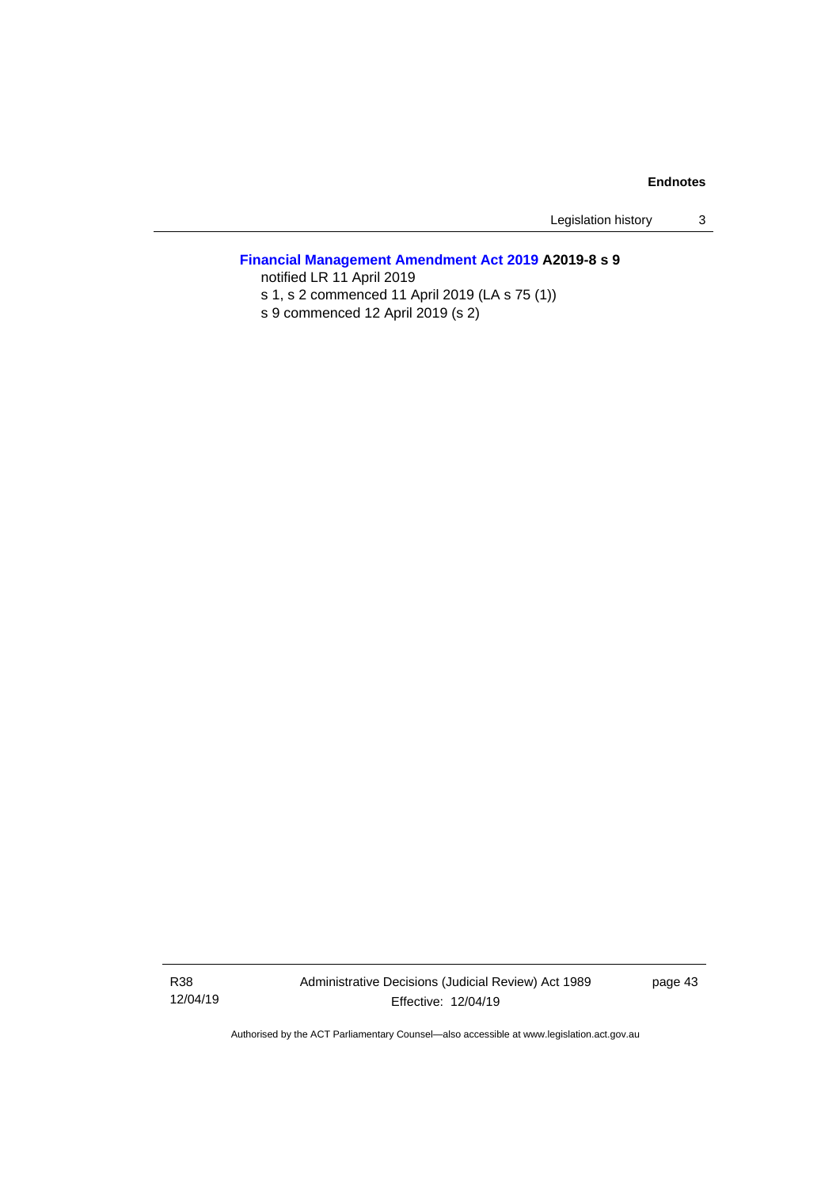**Financial Management Amendment Act 2019 A2019-8 s 9**

notified LR 11 April 2019

s 1, s 2 commenced 11 April 2019 (LA s 75 (1))

s 9 commenced 12 April 2019 (s 2)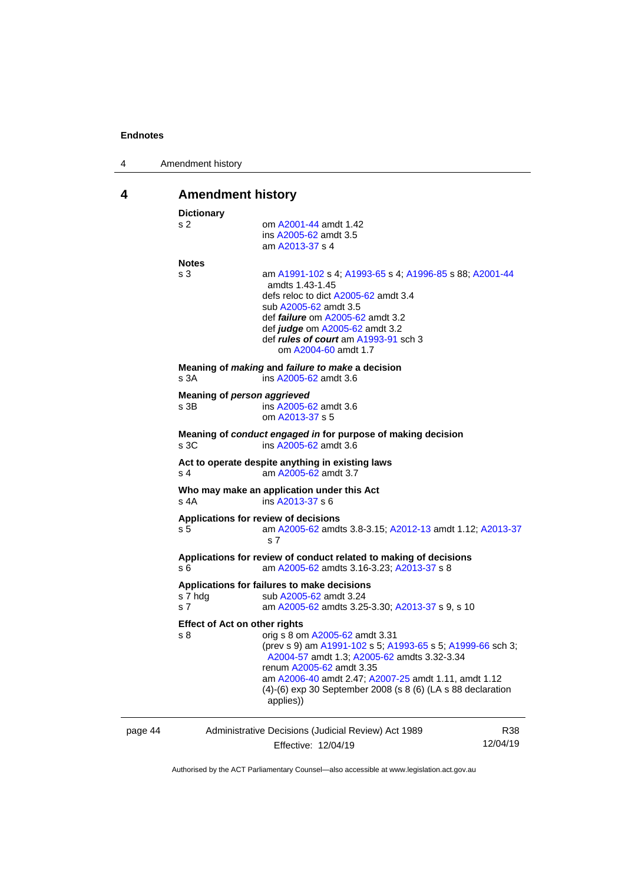# 4 Amendment history

**Dictionary**

s 2 — om A2001-44 amdt 1.42
ins A2005-62 amdt 3.5
am A2013-37 s 4

**Notes**

s 3 — am A1991-102 s 4; A1993-65 s 4; A1996-85 s 88; A2001-44 amdts 1.43-1.45
defs reloc to dict A2005-62 amdt 3.4
sub A2005-62 amdt 3.5
def ***failure*** om A2005-62 amdt 3.2
def ***judge*** om A2005-62 amdt 3.2
def ***rules of court*** am A1993-91 sch 3
om A2004-60 amdt 1.7

**Meaning of *making* and *failure to make* a decision**

s 3A — ins A2005-62 amdt 3.6

**Meaning of *person aggrieved***

s 3B — ins A2005-62 amdt 3.6
om A2013-37 s 5

**Meaning of *conduct engaged in* for purpose of making decision**

s 3C — ins A2005-62 amdt 3.6

**Act to operate despite anything in existing laws**

s 4 — am A2005-62 amdt 3.7

**Who may make an application under this Act**

s 4A — ins A2013-37 s 6

**Applications for review of decisions**

s 5 — am A2005-62 amdts 3.8-3.15; A2012-13 amdt 1.12; A2013-37 s 7

**Applications for review of conduct related to making of decisions**

s 6 — am A2005-62 amdts 3.16-3.23; A2013-37 s 8

**Applications for failures to make decisions**

s 7 hdg — sub A2005-62 amdt 3.24

s 7 — am A2005-62 amdts 3.25-3.30; A2013-37 s 9, s 10

**Effect of Act on other rights**

s 8 — orig s 8 om A2005-62 amdt 3.31
(prev s 9) am A1991-102 s 5; A1993-65 s 5; A1999-66 sch 3; A2004-57 amdt 1.3; A2005-62 amdts 3.32-3.34
renum A2005-62 amdt 3.35
am A2006-40 amdt 2.47; A2007-25 amdt 1.11, amdt 1.12
(4)-(6) exp 30 September 2008 (s 8 (6) (LA s 88 declaration applies))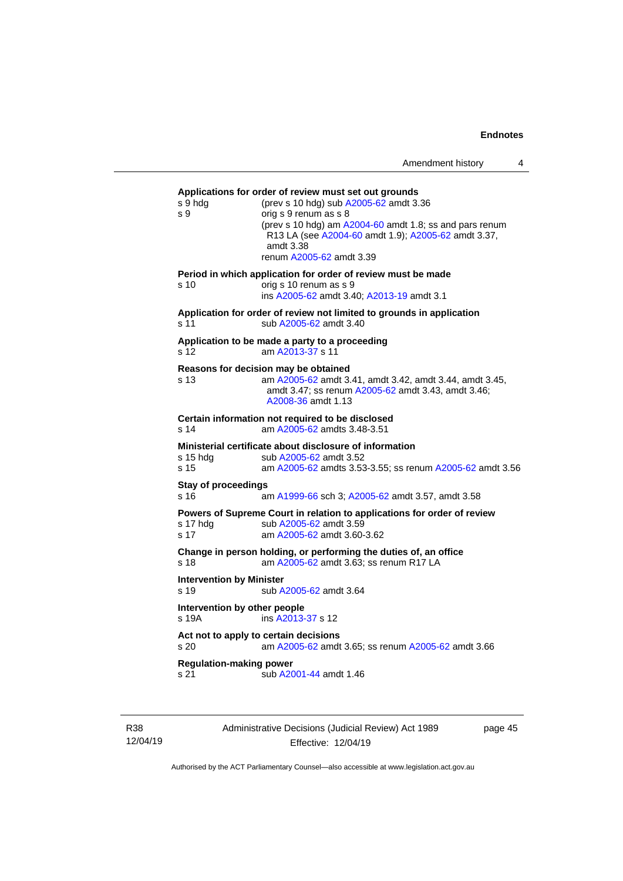**Applications for order of review must set out grounds**

s 9 hdg (prev s 10 hdg) sub A2005-62 amdt 3.36

s 9 orig s 9 renum as s 8
(prev s 10 hdg) am A2004-60 amdt 1.8; ss and pars renum R13 LA (see A2004-60 amdt 1.9); A2005-62 amdt 3.37, amdt 3.38
renum A2005-62 amdt 3.39

**Period in which application for order of review must be made**

s 10 orig s 10 renum as s 9
ins A2005-62 amdt 3.40; A2013-19 amdt 3.1

**Application for order of review not limited to grounds in application**

s 11 sub A2005-62 amdt 3.40

**Application to be made a party to a proceeding**

s 12 am A2013-37 s 11

**Reasons for decision may be obtained**

s 13 am A2005-62 amdt 3.41, amdt 3.42, amdt 3.44, amdt 3.45, amdt 3.47; ss renum A2005-62 amdt 3.43, amdt 3.46; A2008-36 amdt 1.13

**Certain information not required to be disclosed**

s 14 am A2005-62 amdts 3.48-3.51

**Ministerial certificate about disclosure of information**

s 15 hdg sub A2005-62 amdt 3.52

s 15 am A2005-62 amdts 3.53-3.55; ss renum A2005-62 amdt 3.56

**Stay of proceedings**

s 16 am A1999-66 sch 3; A2005-62 amdt 3.57, amdt 3.58

**Powers of Supreme Court in relation to applications for order of review**

s 17 hdg sub A2005-62 amdt 3.59

s 17 am A2005-62 amdt 3.60-3.62

**Change in person holding, or performing the duties of, an office**

s 18 am A2005-62 amdt 3.63; ss renum R17 LA

**Intervention by Minister**

s 19 sub A2005-62 amdt 3.64

**Intervention by other people**

s 19A ins A2013-37 s 12

**Act not to apply to certain decisions**

s 20 am A2005-62 amdt 3.65; ss renum A2005-62 amdt 3.66

**Regulation-making power**

s 21 sub A2001-44 amdt 1.46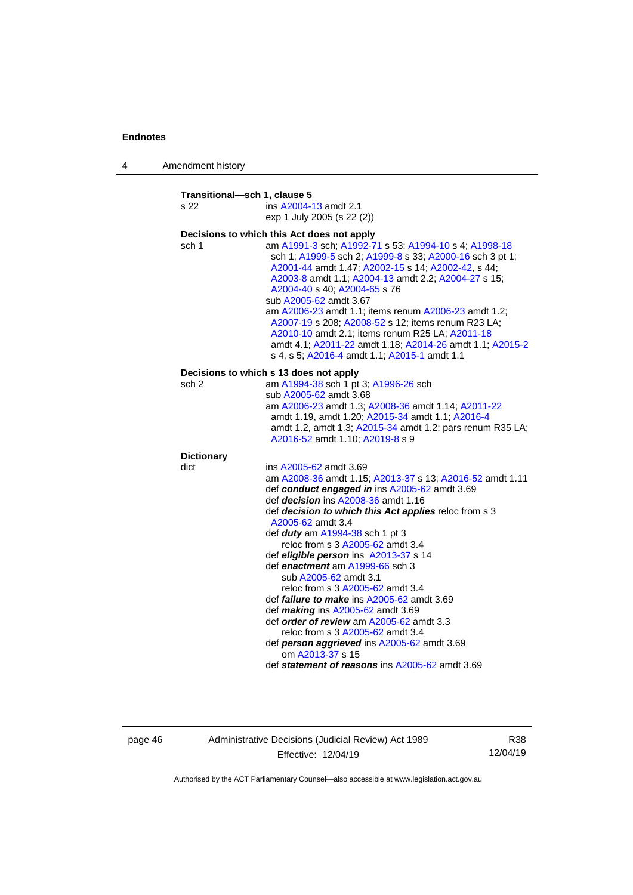**Transitional—sch 1, clause 5**

s 22 ins A2004-13 amdt 2.1
exp 1 July 2005 (s 22 (2))

**Decisions to which this Act does not apply**

sch 1 am A1991-3 sch; A1992-71 s 53; A1994-10 s 4; A1998-18 sch 1; A1999-5 sch 2; A1999-8 s 33; A2000-16 sch 3 pt 1; A2001-44 amdt 1.47; A2002-15 s 14; A2002-42, s 44; A2003-8 amdt 1.1; A2004-13 amdt 2.2; A2004-27 s 15; A2004-40 s 40; A2004-65 s 76
sub A2005-62 amdt 3.67
am A2006-23 amdt 1.1; items renum A2006-23 amdt 1.2; A2007-19 s 208; A2008-52 s 12; items renum R23 LA; A2010-10 amdt 2.1; items renum R25 LA; A2011-18 amdt 4.1; A2011-22 amdt 1.18; A2014-26 amdt 1.1; A2015-2 s 4, s 5; A2016-4 amdt 1.1; A2015-1 amdt 1.1

**Decisions to which s 13 does not apply**

sch 2 am A1994-38 sch 1 pt 3; A1996-26 sch
sub A2005-62 amdt 3.68
am A2006-23 amdt 1.3; A2008-36 amdt 1.14; A2011-22 amdt 1.19, amdt 1.20; A2015-34 amdt 1.1; A2016-4 amdt 1.2, amdt 1.3; A2015-34 amdt 1.2; pars renum R35 LA; A2016-52 amdt 1.10; A2019-8 s 9

**Dictionary**

dict ins A2005-62 amdt 3.69
am A2008-36 amdt 1.15; A2013-37 s 13; A2016-52 amdt 1.11
def ***conduct engaged in*** ins A2005-62 amdt 3.69
def ***decision*** ins A2008-36 amdt 1.16
def ***decision to which this Act applies*** reloc from s 3 A2005-62 amdt 3.4
def ***duty*** am A1994-38 sch 1 pt 3
reloc from s 3 A2005-62 amdt 3.4
def ***eligible person*** ins A2013-37 s 14
def ***enactment*** am A1999-66 sch 3
sub A2005-62 amdt 3.1
reloc from s 3 A2005-62 amdt 3.4
def ***failure to make*** ins A2005-62 amdt 3.69
def ***making*** ins A2005-62 amdt 3.69
def ***order of review*** am A2005-62 amdt 3.3
reloc from s 3 A2005-62 amdt 3.4
def ***person aggrieved*** ins A2005-62 amdt 3.69
om A2013-37 s 15
def ***statement of reasons*** ins A2005-62 amdt 3.69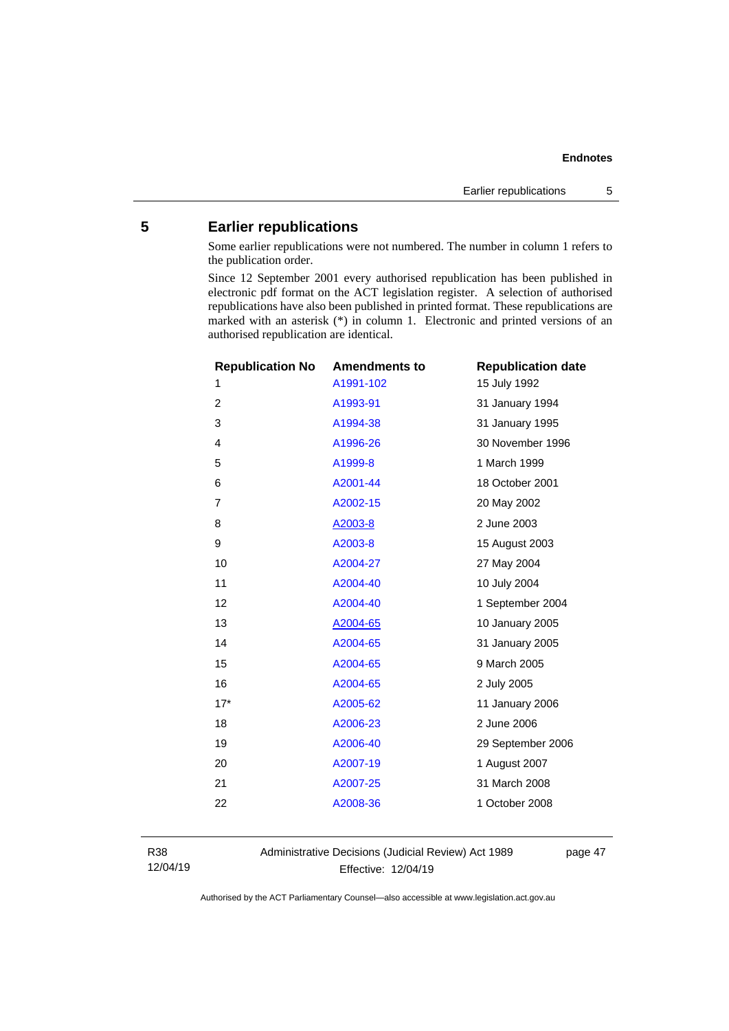## 5 Earlier republications

Some earlier republications were not numbered. The number in column 1 refers to the publication order.

Since 12 September 2001 every authorised republication has been published in electronic pdf format on the ACT legislation register. A selection of authorised republications have also been published in printed format. These republications are marked with an asterisk (*) in column 1. Electronic and printed versions of an authorised republication are identical.

| Republication No | Amendments to | Republication date |
|---|---|---|
| 1 | A1991-102 | 15 July 1992 |
| 2 | A1993-91 | 31 January 1994 |
| 3 | A1994-38 | 31 January 1995 |
| 4 | A1996-26 | 30 November 1996 |
| 5 | A1999-8 | 1 March 1999 |
| 6 | A2001-44 | 18 October 2001 |
| 7 | A2002-15 | 20 May 2002 |
| 8 | A2003-8 | 2 June 2003 |
| 9 | A2003-8 | 15 August 2003 |
| 10 | A2004-27 | 27 May 2004 |
| 11 | A2004-40 | 10 July 2004 |
| 12 | A2004-40 | 1 September 2004 |
| 13 | A2004-65 | 10 January 2005 |
| 14 | A2004-65 | 31 January 2005 |
| 15 | A2004-65 | 9 March 2005 |
| 16 | A2004-65 | 2 July 2005 |
| 17* | A2005-62 | 11 January 2006 |
| 18 | A2006-23 | 2 June 2006 |
| 19 | A2006-40 | 29 September 2006 |
| 20 | A2007-19 | 1 August 2007 |
| 21 | A2007-25 | 31 March 2008 |
| 22 | A2008-36 | 1 October 2008 |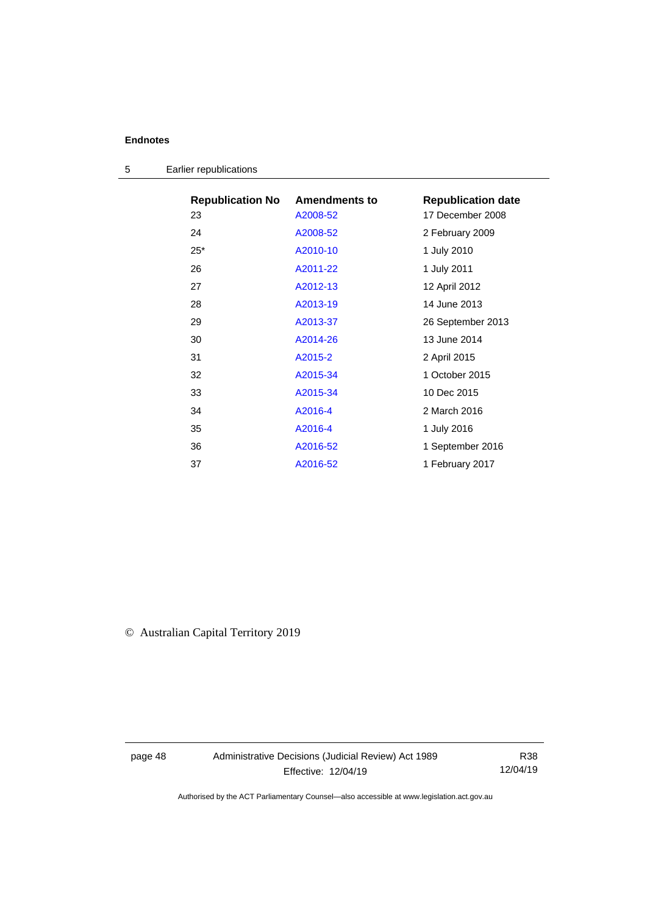**Endnotes**

5 Earlier republications

| Republication No | Amendments to | Republication date |
|---|---|---|
| 23 | A2008-52 | 17 December 2008 |
| 24 | A2008-52 | 2 February 2009 |
| 25* | A2010-10 | 1 July 2010 |
| 26 | A2011-22 | 1 July 2011 |
| 27 | A2012-13 | 12 April 2012 |
| 28 | A2013-19 | 14 June 2013 |
| 29 | A2013-37 | 26 September 2013 |
| 30 | A2014-26 | 13 June 2014 |
| 31 | A2015-2 | 2 April 2015 |
| 32 | A2015-34 | 1 October 2015 |
| 33 | A2015-34 | 10 Dec 2015 |
| 34 | A2016-4 | 2 March 2016 |
| 35 | A2016-4 | 1 July 2016 |
| 36 | A2016-52 | 1 September 2016 |
| 37 | A2016-52 | 1 February 2017 |

© Australian Capital Territory 2019